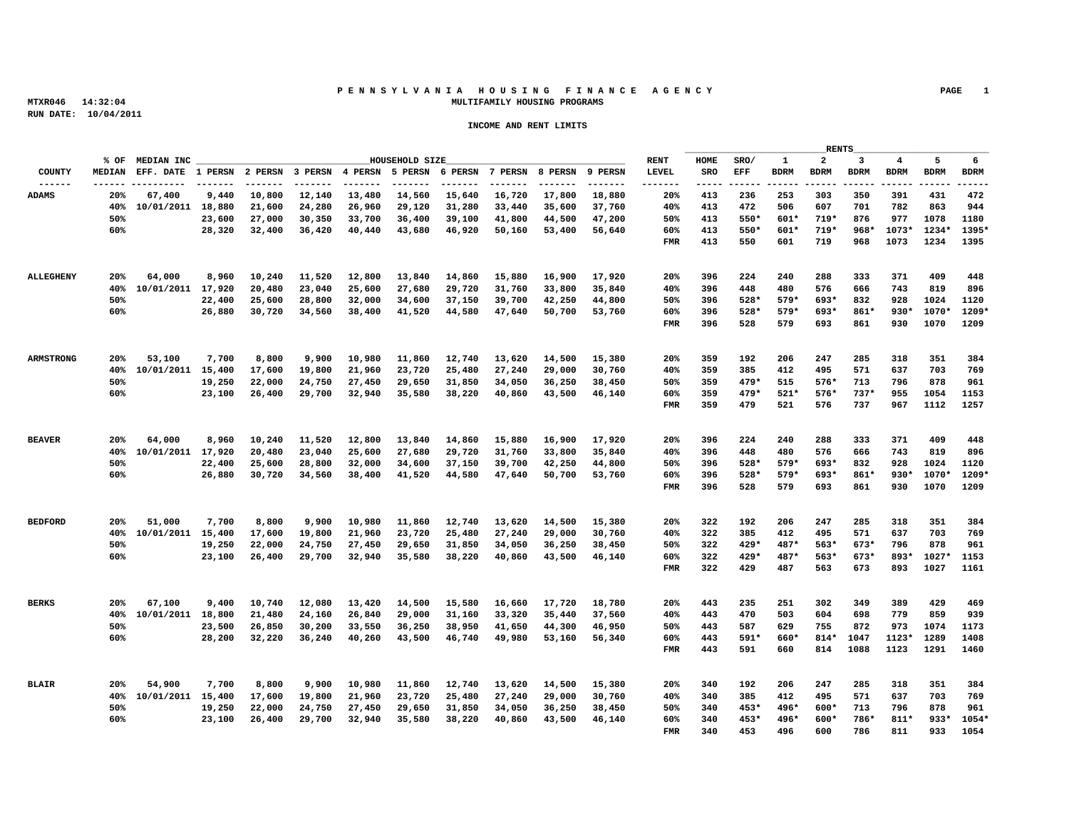# PENNSYLVANIA HOUSING FINANCE AGENCY

MTXR046 14:32:04

RUN DATE: 10/04/2011

## MULTIFAMILY HOUSING PROGRAMS

### INCOME AND RENT LIMITS

| COUNTY | % OF MEDIAN | MEDIAN INC EFF. DATE | 1 PERSN | 2 PERSN | 3 PERSN | 4 PERSN | 5 PERSN | 6 PERSN | 7 PERSN | 8 PERSN | 9 PERSN | RENT LEVEL | HOME SRO | SRO/ EFF | 1 BDRM | 2 BDRM | 3 BDRM | 4 BDRM | 5 BDRM | 6 BDRM |
|---|---|---|---|---|---|---|---|---|---|---|---|---|---|---|---|---|---|---|---|---|
| ADAMS | 20% | 67,400 | 9,440 | 10,800 | 12,140 | 13,480 | 14,560 | 15,640 | 16,720 | 17,800 | 18,880 | 20% | 413 | 236 | 253 | 303 | 350 | 391 | 431 | 472 |
| | 40% | 10/01/2011 | 18,880 | 21,600 | 24,280 | 26,960 | 29,120 | 31,280 | 33,440 | 35,600 | 37,760 | 40% | 413 | 472 | 506 | 607 | 701 | 782 | 863 | 944 |
| | 50% | | 23,600 | 27,000 | 30,350 | 33,700 | 36,400 | 39,100 | 41,800 | 44,500 | 47,200 | 50% | 413 | 550* | 601* | 719* | 876 | 977 | 1078 | 1180 |
| | 60% | | 28,320 | 32,400 | 36,420 | 40,440 | 43,680 | 46,920 | 50,160 | 53,400 | 56,640 | 60% | 413 | 550* | 601* | 719* | 968* | 1073* | 1234* | 1395* |
| | | | | | | | | | | | | FMR | 413 | 550 | 601 | 719 | 968 | 1073 | 1234 | 1395 |
| ALLEGHENY | 20% | 64,000 | 8,960 | 10,240 | 11,520 | 12,800 | 13,840 | 14,860 | 15,880 | 16,900 | 17,920 | 20% | 396 | 224 | 240 | 288 | 333 | 371 | 409 | 448 |
| | 40% | 10/01/2011 | 17,920 | 20,480 | 23,040 | 25,600 | 27,680 | 29,720 | 31,760 | 33,800 | 35,840 | 40% | 396 | 448 | 480 | 576 | 666 | 743 | 819 | 896 |
| | 50% | | 22,400 | 25,600 | 28,800 | 32,000 | 34,600 | 37,150 | 39,700 | 42,250 | 44,800 | 50% | 396 | 528* | 579* | 693* | 832 | 928 | 1024 | 1120 |
| | 60% | | 26,880 | 30,720 | 34,560 | 38,400 | 41,520 | 44,580 | 47,640 | 50,700 | 53,760 | 60% | 396 | 528* | 579* | 693* | 861* | 930* | 1070* | 1209* |
| | | | | | | | | | | | | FMR | 396 | 528 | 579 | 693 | 861 | 930 | 1070 | 1209 |
| ARMSTRONG | 20% | 53,100 | 7,700 | 8,800 | 9,900 | 10,980 | 11,860 | 12,740 | 13,620 | 14,500 | 15,380 | 20% | 359 | 192 | 206 | 247 | 285 | 318 | 351 | 384 |
| | 40% | 10/01/2011 | 15,400 | 17,600 | 19,800 | 21,960 | 23,720 | 25,480 | 27,240 | 29,000 | 30,760 | 40% | 359 | 385 | 412 | 495 | 571 | 637 | 703 | 769 |
| | 50% | | 19,250 | 22,000 | 24,750 | 27,450 | 29,650 | 31,850 | 34,050 | 36,250 | 38,450 | 50% | 359 | 479* | 515 | 576* | 713 | 796 | 878 | 961 |
| | 60% | | 23,100 | 26,400 | 29,700 | 32,940 | 35,580 | 38,220 | 40,860 | 43,500 | 46,140 | 60% | 359 | 479* | 521* | 576* | 737* | 955 | 1054 | 1153 |
| | | | | | | | | | | | | FMR | 359 | 479 | 521 | 576 | 737 | 967 | 1112 | 1257 |
| BEAVER | 20% | 64,000 | 8,960 | 10,240 | 11,520 | 12,800 | 13,840 | 14,860 | 15,880 | 16,900 | 17,920 | 20% | 396 | 224 | 240 | 288 | 333 | 371 | 409 | 448 |
| | 40% | 10/01/2011 | 17,920 | 20,480 | 23,040 | 25,600 | 27,680 | 29,720 | 31,760 | 33,800 | 35,840 | 40% | 396 | 448 | 480 | 576 | 666 | 743 | 819 | 896 |
| | 50% | | 22,400 | 25,600 | 28,800 | 32,000 | 34,600 | 37,150 | 39,700 | 42,250 | 44,800 | 50% | 396 | 528* | 579* | 693* | 832 | 928 | 1024 | 1120 |
| | 60% | | 26,880 | 30,720 | 34,560 | 38,400 | 41,520 | 44,580 | 47,640 | 50,700 | 53,760 | 60% | 396 | 528* | 579* | 693* | 861* | 930* | 1070* | 1209* |
| | | | | | | | | | | | | FMR | 396 | 528 | 579 | 693 | 861 | 930 | 1070 | 1209 |
| BEDFORD | 20% | 51,000 | 7,700 | 8,800 | 9,900 | 10,980 | 11,860 | 12,740 | 13,620 | 14,500 | 15,380 | 20% | 322 | 192 | 206 | 247 | 285 | 318 | 351 | 384 |
| | 40% | 10/01/2011 | 15,400 | 17,600 | 19,800 | 21,960 | 23,720 | 25,480 | 27,240 | 29,000 | 30,760 | 40% | 322 | 385 | 412 | 495 | 571 | 637 | 703 | 769 |
| | 50% | | 19,250 | 22,000 | 24,750 | 27,450 | 29,650 | 31,850 | 34,050 | 36,250 | 38,450 | 50% | 322 | 429* | 487* | 563* | 673* | 796 | 878 | 961 |
| | 60% | | 23,100 | 26,400 | 29,700 | 32,940 | 35,580 | 38,220 | 40,860 | 43,500 | 46,140 | 60% | 322 | 429* | 487* | 563* | 673* | 893* | 1027* | 1153 |
| | | | | | | | | | | | | FMR | 322 | 429 | 487 | 563 | 673 | 893 | 1027 | 1161 |
| BERKS | 20% | 67,100 | 9,400 | 10,740 | 12,080 | 13,420 | 14,500 | 15,580 | 16,660 | 17,720 | 18,780 | 20% | 443 | 235 | 251 | 302 | 349 | 389 | 429 | 469 |
| | 40% | 10/01/2011 | 18,800 | 21,480 | 24,160 | 26,840 | 29,000 | 31,160 | 33,320 | 35,440 | 37,560 | 40% | 443 | 470 | 503 | 604 | 698 | 779 | 859 | 939 |
| | 50% | | 23,500 | 26,850 | 30,200 | 33,550 | 36,250 | 38,950 | 41,650 | 44,300 | 46,950 | 50% | 443 | 587 | 629 | 755 | 872 | 973 | 1074 | 1173 |
| | 60% | | 28,200 | 32,220 | 36,240 | 40,260 | 43,500 | 46,740 | 49,980 | 53,160 | 56,340 | 60% | 443 | 591* | 660* | 814* | 1047 | 1123* | 1289 | 1408 |
| | | | | | | | | | | | | FMR | 443 | 591 | 660 | 814 | 1088 | 1123 | 1291 | 1460 |
| BLAIR | 20% | 54,900 | 7,700 | 8,800 | 9,900 | 10,980 | 11,860 | 12,740 | 13,620 | 14,500 | 15,380 | 20% | 340 | 192 | 206 | 247 | 285 | 318 | 351 | 384 |
| | 40% | 10/01/2011 | 15,400 | 17,600 | 19,800 | 21,960 | 23,720 | 25,480 | 27,240 | 29,000 | 30,760 | 40% | 340 | 385 | 412 | 495 | 571 | 637 | 703 | 769 |
| | 50% | | 19,250 | 22,000 | 24,750 | 27,450 | 29,650 | 31,850 | 34,050 | 36,250 | 38,450 | 50% | 340 | 453* | 496* | 600* | 713 | 796 | 878 | 961 |
| | 60% | | 23,100 | 26,400 | 29,700 | 32,940 | 35,580 | 38,220 | 40,860 | 43,500 | 46,140 | 60% | 340 | 453* | 496* | 600* | 786* | 811* | 933* | 1054* |
| | | | | | | | | | | | | FMR | 340 | 453 | 496 | 600 | 786 | 811 | 933 | 1054 |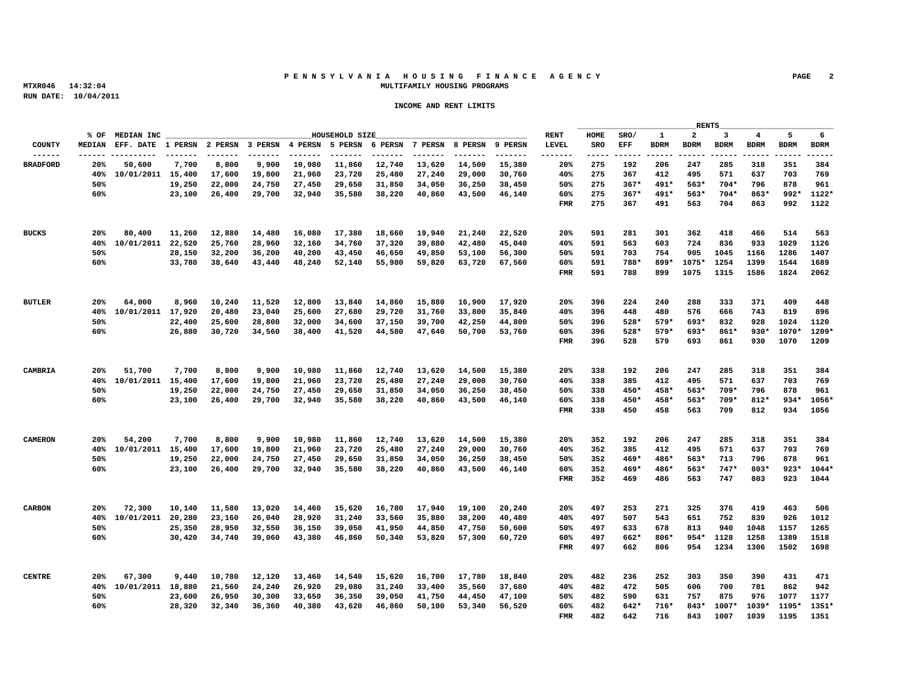**PENNSYLVANIA HOUSING FINANCE AGENCY**
**MULTIFAMILY HOUSING PROGRAMS**

MTXR046 14:32:04
RUN DATE: 10/04/2011

**INCOME AND RENT LIMITS**

| COUNTY | % OF MEDIAN | MEDIAN INC EFF. DATE | 1 PERSN | 2 PERSN | 3 PERSN | 4 PERSN | 5 PERSN | 6 PERSN | 7 PERSN | 8 PERSN | 9 PERSN | RENT LEVEL | HOME SRO | SRO/ EFF | 1 BDRM | 2 BDRM | 3 BDRM | 4 BDRM | 5 BDRM | 6 BDRM |
|---|---|---|---|---|---|---|---|---|---|---|---|---|---|---|---|---|---|---|---|---|
| BRADFORD | 20% | 50,600 | 7,700 | 8,800 | 9,900 | 10,980 | 11,860 | 12,740 | 13,620 | 14,500 | 15,380 | 20% | 275 | 192 | 206 | 247 | 285 | 318 | 351 | 384 |
| | 40% | 10/01/2011 | 15,400 | 17,600 | 19,800 | 21,960 | 23,720 | 25,480 | 27,240 | 29,000 | 30,760 | 40% | 275 | 367 | 412 | 495 | 571 | 637 | 703 | 769 |
| | 50% | | 19,250 | 22,000 | 24,750 | 27,450 | 29,650 | 31,850 | 34,050 | 36,250 | 38,450 | 50% | 275 | 367* | 491* | 563* | 704* | 796 | 878 | 961 |
| | 60% | | 23,100 | 26,400 | 29,700 | 32,940 | 35,580 | 38,220 | 40,860 | 43,500 | 46,140 | 60% | 275 | 367* | 491* | 563* | 704* | 863* | 992* | 1122* |
| | | | | | | | | | | | | FMR | 275 | 367 | 491 | 563 | 704 | 863 | 992 | 1122 |
| BUCKS | 20% | 80,400 | 11,260 | 12,880 | 14,480 | 16,080 | 17,380 | 18,660 | 19,940 | 21,240 | 22,520 | 20% | 591 | 281 | 301 | 362 | 418 | 466 | 514 | 563 |
| | 40% | 10/01/2011 | 22,520 | 25,760 | 28,960 | 32,160 | 34,760 | 37,320 | 39,880 | 42,480 | 45,040 | 40% | 591 | 563 | 603 | 724 | 836 | 933 | 1029 | 1126 |
| | 50% | | 28,150 | 32,200 | 36,200 | 40,200 | 43,450 | 46,650 | 49,850 | 53,100 | 56,300 | 50% | 591 | 703 | 754 | 905 | 1045 | 1166 | 1286 | 1407 |
| | 60% | | 33,780 | 38,640 | 43,440 | 48,240 | 52,140 | 55,980 | 59,820 | 63,720 | 67,560 | 60% | 591 | 788* | 899* | 1075* | 1254 | 1399 | 1544 | 1689 |
| | | | | | | | | | | | | FMR | 591 | 788 | 899 | 1075 | 1315 | 1586 | 1824 | 2062 |
| BUTLER | 20% | 64,000 | 8,960 | 10,240 | 11,520 | 12,800 | 13,840 | 14,860 | 15,880 | 16,900 | 17,920 | 20% | 396 | 224 | 240 | 288 | 333 | 371 | 409 | 448 |
| | 40% | 10/01/2011 | 17,920 | 20,480 | 23,040 | 25,600 | 27,680 | 29,720 | 31,760 | 33,800 | 35,840 | 40% | 396 | 448 | 480 | 576 | 666 | 743 | 819 | 896 |
| | 50% | | 22,400 | 25,600 | 28,800 | 32,000 | 34,600 | 37,150 | 39,700 | 42,250 | 44,800 | 50% | 396 | 528* | 579* | 693* | 832 | 928 | 1024 | 1120 |
| | 60% | | 26,880 | 30,720 | 34,560 | 38,400 | 41,520 | 44,580 | 47,640 | 50,700 | 53,760 | 60% | 396 | 528* | 579* | 693* | 861* | 930* | 1070* | 1209* |
| | | | | | | | | | | | | FMR | 396 | 528 | 579 | 693 | 861 | 930 | 1070 | 1209 |
| CAMBRIA | 20% | 51,700 | 7,700 | 8,800 | 9,900 | 10,980 | 11,860 | 12,740 | 13,620 | 14,500 | 15,380 | 20% | 338 | 192 | 206 | 247 | 285 | 318 | 351 | 384 |
| | 40% | 10/01/2011 | 15,400 | 17,600 | 19,800 | 21,960 | 23,720 | 25,480 | 27,240 | 29,000 | 30,760 | 40% | 338 | 385 | 412 | 495 | 571 | 637 | 703 | 769 |
| | 50% | | 19,250 | 22,000 | 24,750 | 27,450 | 29,650 | 31,850 | 34,050 | 36,250 | 38,450 | 50% | 338 | 450* | 458* | 563* | 709* | 796 | 878 | 961 |
| | 60% | | 23,100 | 26,400 | 29,700 | 32,940 | 35,580 | 38,220 | 40,860 | 43,500 | 46,140 | 60% | 338 | 450* | 458* | 563* | 709* | 812* | 934* | 1056* |
| | | | | | | | | | | | | FMR | 338 | 450 | 458 | 563 | 709 | 812 | 934 | 1056 |
| CAMERON | 20% | 54,200 | 7,700 | 8,800 | 9,900 | 10,980 | 11,860 | 12,740 | 13,620 | 14,500 | 15,380 | 20% | 352 | 192 | 206 | 247 | 285 | 318 | 351 | 384 |
| | 40% | 10/01/2011 | 15,400 | 17,600 | 19,800 | 21,960 | 23,720 | 25,480 | 27,240 | 29,000 | 30,760 | 40% | 352 | 385 | 412 | 495 | 571 | 637 | 703 | 769 |
| | 50% | | 19,250 | 22,000 | 24,750 | 27,450 | 29,650 | 31,850 | 34,050 | 36,250 | 38,450 | 50% | 352 | 469* | 486* | 563* | 713 | 796 | 878 | 961 |
| | 60% | | 23,100 | 26,400 | 29,700 | 32,940 | 35,580 | 38,220 | 40,860 | 43,500 | 46,140 | 60% | 352 | 469* | 486* | 563* | 747* | 803* | 923* | 1044* |
| | | | | | | | | | | | | FMR | 352 | 469 | 486 | 563 | 747 | 803 | 923 | 1044 |
| CARBON | 20% | 72,300 | 10,140 | 11,580 | 13,020 | 14,460 | 15,620 | 16,780 | 17,940 | 19,100 | 20,240 | 20% | 497 | 253 | 271 | 325 | 376 | 419 | 463 | 506 |
| | 40% | 10/01/2011 | 20,280 | 23,160 | 26,040 | 28,920 | 31,240 | 33,560 | 35,880 | 38,200 | 40,480 | 40% | 497 | 507 | 543 | 651 | 752 | 839 | 926 | 1012 |
| | 50% | | 25,350 | 28,950 | 32,550 | 36,150 | 39,050 | 41,950 | 44,850 | 47,750 | 50,600 | 50% | 497 | 633 | 678 | 813 | 940 | 1048 | 1157 | 1265 |
| | 60% | | 30,420 | 34,740 | 39,060 | 43,380 | 46,860 | 50,340 | 53,820 | 57,300 | 60,720 | 60% | 497 | 662* | 806* | 954* | 1128 | 1258 | 1389 | 1518 |
| | | | | | | | | | | | | FMR | 497 | 662 | 806 | 954 | 1234 | 1306 | 1502 | 1698 |
| CENTRE | 20% | 67,300 | 9,440 | 10,780 | 12,120 | 13,460 | 14,540 | 15,620 | 16,700 | 17,780 | 18,840 | 20% | 482 | 236 | 252 | 303 | 350 | 390 | 431 | 471 |
| | 40% | 10/01/2011 | 18,880 | 21,560 | 24,240 | 26,920 | 29,080 | 31,240 | 33,400 | 35,560 | 37,680 | 40% | 482 | 472 | 505 | 606 | 700 | 781 | 862 | 942 |
| | 50% | | 23,600 | 26,950 | 30,300 | 33,650 | 36,350 | 39,050 | 41,750 | 44,450 | 47,100 | 50% | 482 | 590 | 631 | 757 | 875 | 976 | 1077 | 1177 |
| | 60% | | 28,320 | 32,340 | 36,360 | 40,380 | 43,620 | 46,860 | 50,100 | 53,340 | 56,520 | 60% | 482 | 642* | 716* | 843* | 1007* | 1039* | 1195* | 1351* |
| | | | | | | | | | | | | FMR | 482 | 642 | 716 | 843 | 1007 | 1039 | 1195 | 1351 |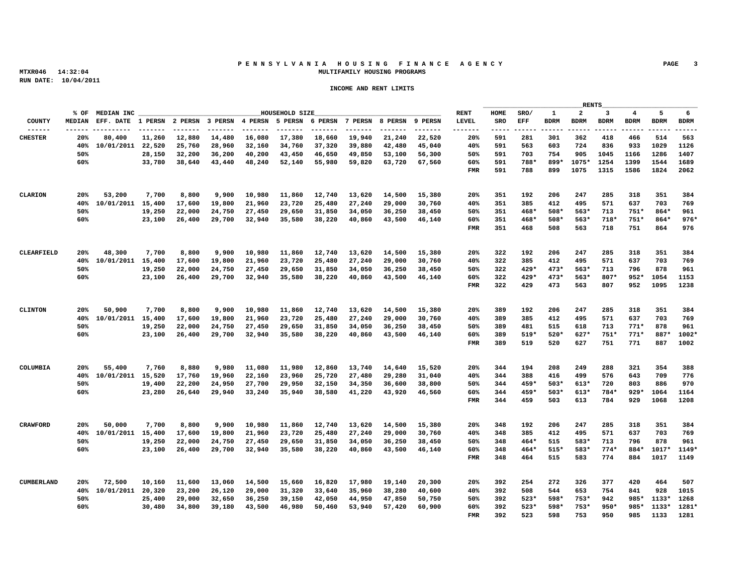**PENNSYLVANIA HOUSING FINANCE AGENCY**
**MULTIFAMILY HOUSING PROGRAMS**

MTXR046 14:32:04
RUN DATE: 10/04/2011

**INCOME AND RENT LIMITS**

| COUNTY | % OF MEDIAN | MEDIAN INC EFF. DATE | 1 PERSN | 2 PERSN | 3 PERSN | 4 PERSN | 5 PERSN | 6 PERSN | 7 PERSN | 8 PERSN | 9 PERSN | RENT LEVEL | HOME SRO | SRO/ EFF | 1 BDRM | 2 BDRM | 3 BDRM | 4 BDRM | 5 BDRM | 6 BDRM |
|---|---|---|---|---|---|---|---|---|---|---|---|---|---|---|---|---|---|---|---|---|
| CHESTER | 20% | 80,400 | 11,260 | 12,880 | 14,480 | 16,080 | 17,380 | 18,660 | 19,940 | 21,240 | 22,520 | 20% | 591 | 281 | 301 | 362 | 418 | 466 | 514 | 563 |
| | 40% | 10/01/2011 | 22,520 | 25,760 | 28,960 | 32,160 | 34,760 | 37,320 | 39,880 | 42,480 | 45,040 | 40% | 591 | 563 | 603 | 724 | 836 | 933 | 1029 | 1126 |
| | 50% | | 28,150 | 32,200 | 36,200 | 40,200 | 43,450 | 46,650 | 49,850 | 53,100 | 56,300 | 50% | 591 | 703 | 754 | 905 | 1045 | 1166 | 1286 | 1407 |
| | 60% | | 33,780 | 38,640 | 43,440 | 48,240 | 52,140 | 55,980 | 59,820 | 63,720 | 67,560 | 60% | 591 | 788* | 899* | 1075* | 1254 | 1399 | 1544 | 1689 |
| | | | | | | | | | | | | FMR | 591 | 788 | 899 | 1075 | 1315 | 1586 | 1824 | 2062 |
| CLARION | 20% | 53,200 | 7,700 | 8,800 | 9,900 | 10,980 | 11,860 | 12,740 | 13,620 | 14,500 | 15,380 | 20% | 351 | 192 | 206 | 247 | 285 | 318 | 351 | 384 |
| | 40% | 10/01/2011 | 15,400 | 17,600 | 19,800 | 21,960 | 23,720 | 25,480 | 27,240 | 29,000 | 30,760 | 40% | 351 | 385 | 412 | 495 | 571 | 637 | 703 | 769 |
| | 50% | | 19,250 | 22,000 | 24,750 | 27,450 | 29,650 | 31,850 | 34,050 | 36,250 | 38,450 | 50% | 351 | 468* | 508* | 563* | 713 | 751* | 864* | 961 |
| | 60% | | 23,100 | 26,400 | 29,700 | 32,940 | 35,580 | 38,220 | 40,860 | 43,500 | 46,140 | 60% | 351 | 468* | 508* | 563* | 718* | 751* | 864* | 976* |
| | | | | | | | | | | | | FMR | 351 | 468 | 508 | 563 | 718 | 751 | 864 | 976 |
| CLEARFIELD | 20% | 48,300 | 7,700 | 8,800 | 9,900 | 10,980 | 11,860 | 12,740 | 13,620 | 14,500 | 15,380 | 20% | 322 | 192 | 206 | 247 | 285 | 318 | 351 | 384 |
| | 40% | 10/01/2011 | 15,400 | 17,600 | 19,800 | 21,960 | 23,720 | 25,480 | 27,240 | 29,000 | 30,760 | 40% | 322 | 385 | 412 | 495 | 571 | 637 | 703 | 769 |
| | 50% | | 19,250 | 22,000 | 24,750 | 27,450 | 29,650 | 31,850 | 34,050 | 36,250 | 38,450 | 50% | 322 | 429* | 473* | 563* | 713 | 796 | 878 | 961 |
| | 60% | | 23,100 | 26,400 | 29,700 | 32,940 | 35,580 | 38,220 | 40,860 | 43,500 | 46,140 | 60% | 322 | 429* | 473* | 563* | 807* | 952* | 1054 | 1153 |
| | | | | | | | | | | | | FMR | 322 | 429 | 473 | 563 | 807 | 952 | 1095 | 1238 |
| CLINTON | 20% | 50,900 | 7,700 | 8,800 | 9,900 | 10,980 | 11,860 | 12,740 | 13,620 | 14,500 | 15,380 | 20% | 389 | 192 | 206 | 247 | 285 | 318 | 351 | 384 |
| | 40% | 10/01/2011 | 15,400 | 17,600 | 19,800 | 21,960 | 23,720 | 25,480 | 27,240 | 29,000 | 30,760 | 40% | 389 | 385 | 412 | 495 | 571 | 637 | 703 | 769 |
| | 50% | | 19,250 | 22,000 | 24,750 | 27,450 | 29,650 | 31,850 | 34,050 | 36,250 | 38,450 | 50% | 389 | 481 | 515 | 618 | 713 | 771* | 878 | 961 |
| | 60% | | 23,100 | 26,400 | 29,700 | 32,940 | 35,580 | 38,220 | 40,860 | 43,500 | 46,140 | 60% | 389 | 519* | 520* | 627* | 751* | 771* | 887* | 1002* |
| | | | | | | | | | | | | FMR | 389 | 519 | 520 | 627 | 751 | 771 | 887 | 1002 |
| COLUMBIA | 20% | 55,400 | 7,760 | 8,880 | 9,980 | 11,080 | 11,980 | 12,860 | 13,740 | 14,640 | 15,520 | 20% | 344 | 194 | 208 | 249 | 288 | 321 | 354 | 388 |
| | 40% | 10/01/2011 | 15,520 | 17,760 | 19,960 | 22,160 | 23,960 | 25,720 | 27,480 | 29,280 | 31,040 | 40% | 344 | 388 | 416 | 499 | 576 | 643 | 709 | 776 |
| | 50% | | 19,400 | 22,200 | 24,950 | 27,700 | 29,950 | 32,150 | 34,350 | 36,600 | 38,800 | 50% | 344 | 459* | 503* | 613* | 720 | 803 | 886 | 970 |
| | 60% | | 23,280 | 26,640 | 29,940 | 33,240 | 35,940 | 38,580 | 41,220 | 43,920 | 46,560 | 60% | 344 | 459* | 503* | 613* | 784* | 929* | 1064 | 1164 |
| | | | | | | | | | | | | FMR | 344 | 459 | 503 | 613 | 784 | 929 | 1068 | 1208 |
| CRAWFORD | 20% | 50,000 | 7,700 | 8,800 | 9,900 | 10,980 | 11,860 | 12,740 | 13,620 | 14,500 | 15,380 | 20% | 348 | 192 | 206 | 247 | 285 | 318 | 351 | 384 |
| | 40% | 10/01/2011 | 15,400 | 17,600 | 19,800 | 21,960 | 23,720 | 25,480 | 27,240 | 29,000 | 30,760 | 40% | 348 | 385 | 412 | 495 | 571 | 637 | 703 | 769 |
| | 50% | | 19,250 | 22,000 | 24,750 | 27,450 | 29,650 | 31,850 | 34,050 | 36,250 | 38,450 | 50% | 348 | 464* | 515 | 583* | 713 | 796 | 878 | 961 |
| | 60% | | 23,100 | 26,400 | 29,700 | 32,940 | 35,580 | 38,220 | 40,860 | 43,500 | 46,140 | 60% | 348 | 464* | 515* | 583* | 774* | 884* | 1017* | 1149* |
| | | | | | | | | | | | | FMR | 348 | 464 | 515 | 583 | 774 | 884 | 1017 | 1149 |
| CUMBERLAND | 20% | 72,500 | 10,160 | 11,600 | 13,060 | 14,500 | 15,660 | 16,820 | 17,980 | 19,140 | 20,300 | 20% | 392 | 254 | 272 | 326 | 377 | 420 | 464 | 507 |
| | 40% | 10/01/2011 | 20,320 | 23,200 | 26,120 | 29,000 | 31,320 | 33,640 | 35,960 | 38,280 | 40,600 | 40% | 392 | 508 | 544 | 653 | 754 | 841 | 928 | 1015 |
| | 50% | | 25,400 | 29,000 | 32,650 | 36,250 | 39,150 | 42,050 | 44,950 | 47,850 | 50,750 | 50% | 392 | 523* | 598* | 753* | 942 | 985* | 1133* | 1268 |
| | 60% | | 30,480 | 34,800 | 39,180 | 43,500 | 46,980 | 50,460 | 53,940 | 57,420 | 60,900 | 60% | 392 | 523* | 598* | 753* | 950* | 985* | 1133* | 1281* |
| | | | | | | | | | | | | FMR | 392 | 523 | 598 | 753 | 950 | 985 | 1133 | 1281 |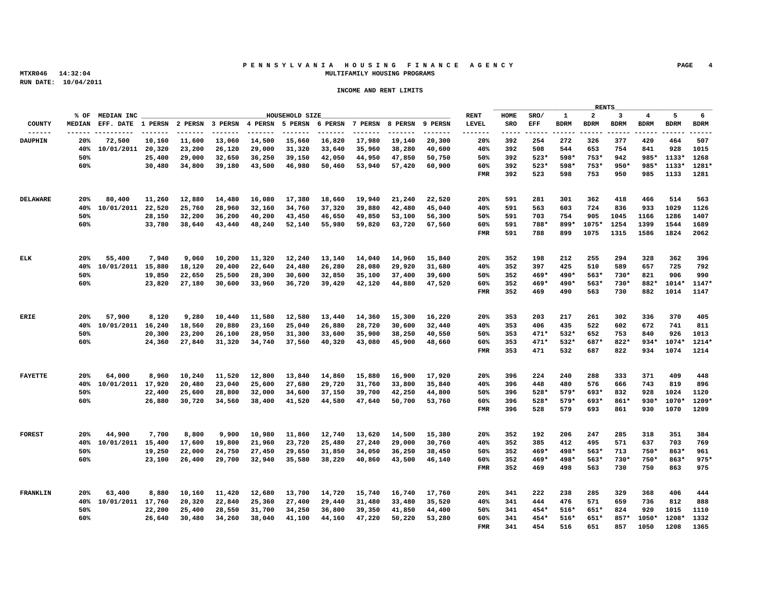# PENNSYLVANIA HOUSING FINANCE AGENCY

MTXR046 14:32:04

RUN DATE: 10/04/2011

## MULTIFAMILY HOUSING PROGRAMS

### INCOME AND RENT LIMITS

| COUNTY | % OF MEDIAN | MEDIAN INC EFF. DATE | 1 PERSN | 2 PERSN | 3 PERSN | 4 PERSN | 5 PERSN | 6 PERSN | 7 PERSN | 8 PERSN | 9 PERSN | RENT LEVEL | HOME SRO | SRO/ EFF | 1 BDRM | 2 BDRM | 3 BDRM | 4 BDRM | 5 BDRM | 6 BDRM |
|---|---|---|---|---|---|---|---|---|---|---|---|---|---|---|---|---|---|---|---|---|
| DAUPHIN | 20% | 72,500 | 10,160 | 11,600 | 13,060 | 14,500 | 15,660 | 16,820 | 17,980 | 19,140 | 20,300 | 20% | 392 | 254 | 272 | 326 | 377 | 420 | 464 | 507 |
| | 40% | 10/01/2011 | 20,320 | 23,200 | 26,120 | 29,000 | 31,320 | 33,640 | 35,960 | 38,280 | 40,600 | 40% | 392 | 508 | 544 | 653 | 754 | 841 | 928 | 1015 |
| | 50% | | 25,400 | 29,000 | 32,650 | 36,250 | 39,150 | 42,050 | 44,950 | 47,850 | 50,750 | 50% | 392 | 523* | 598* | 753* | 942 | 985* | 1133* | 1268 |
| | 60% | | 30,480 | 34,800 | 39,180 | 43,500 | 46,980 | 50,460 | 53,940 | 57,420 | 60,900 | 60% | 392 | 523* | 598* | 753* | 950* | 985* | 1133* | 1281* |
| | | | | | | | | | | | | FMR | 392 | 523 | 598 | 753 | 950 | 985 | 1133 | 1281 |
| DELAWARE | 20% | 80,400 | 11,260 | 12,880 | 14,480 | 16,080 | 17,380 | 18,660 | 19,940 | 21,240 | 22,520 | 20% | 591 | 281 | 301 | 362 | 418 | 466 | 514 | 563 |
| | 40% | 10/01/2011 | 22,520 | 25,760 | 28,960 | 32,160 | 34,760 | 37,320 | 39,880 | 42,480 | 45,040 | 40% | 591 | 563 | 603 | 724 | 836 | 933 | 1029 | 1126 |
| | 50% | | 28,150 | 32,200 | 36,200 | 40,200 | 43,450 | 46,650 | 49,850 | 53,100 | 56,300 | 50% | 591 | 703 | 754 | 905 | 1045 | 1166 | 1286 | 1407 |
| | 60% | | 33,780 | 38,640 | 43,440 | 48,240 | 52,140 | 55,980 | 59,820 | 63,720 | 67,560 | 60% | 591 | 788* | 899* | 1075* | 1254 | 1399 | 1544 | 1689 |
| | | | | | | | | | | | | FMR | 591 | 788 | 899 | 1075 | 1315 | 1586 | 1824 | 2062 |
| ELK | 20% | 55,400 | 7,940 | 9,060 | 10,200 | 11,320 | 12,240 | 13,140 | 14,040 | 14,960 | 15,840 | 20% | 352 | 198 | 212 | 255 | 294 | 328 | 362 | 396 |
| | 40% | 10/01/2011 | 15,880 | 18,120 | 20,400 | 22,640 | 24,480 | 26,280 | 28,080 | 29,920 | 31,680 | 40% | 352 | 397 | 425 | 510 | 589 | 657 | 725 | 792 |
| | 50% | | 19,850 | 22,650 | 25,500 | 28,300 | 30,600 | 32,850 | 35,100 | 37,400 | 39,600 | 50% | 352 | 469* | 490* | 563* | 730* | 821 | 906 | 990 |
| | 60% | | 23,820 | 27,180 | 30,600 | 33,960 | 36,720 | 39,420 | 42,120 | 44,880 | 47,520 | 60% | 352 | 469* | 490* | 563* | 730* | 882* | 1014* | 1147* |
| | | | | | | | | | | | | FMR | 352 | 469 | 490 | 563 | 730 | 882 | 1014 | 1147 |
| ERIE | 20% | 57,900 | 8,120 | 9,280 | 10,440 | 11,580 | 12,580 | 13,440 | 14,360 | 15,300 | 16,220 | 20% | 353 | 203 | 217 | 261 | 302 | 336 | 370 | 405 |
| | 40% | 10/01/2011 | 16,240 | 18,560 | 20,880 | 23,160 | 25,040 | 26,880 | 28,720 | 30,600 | 32,440 | 40% | 353 | 406 | 435 | 522 | 602 | 672 | 741 | 811 |
| | 50% | | 20,300 | 23,200 | 26,100 | 28,950 | 31,300 | 33,600 | 35,900 | 38,250 | 40,550 | 50% | 353 | 471* | 532* | 652 | 753 | 840 | 926 | 1013 |
| | 60% | | 24,360 | 27,840 | 31,320 | 34,740 | 37,560 | 40,320 | 43,080 | 45,900 | 48,660 | 60% | 353 | 471* | 532* | 687* | 822* | 934* | 1074* | 1214* |
| | | | | | | | | | | | | FMR | 353 | 471 | 532 | 687 | 822 | 934 | 1074 | 1214 |
| FAYETTE | 20% | 64,000 | 8,960 | 10,240 | 11,520 | 12,800 | 13,840 | 14,860 | 15,880 | 16,900 | 17,920 | 20% | 396 | 224 | 240 | 288 | 333 | 371 | 409 | 448 |
| | 40% | 10/01/2011 | 17,920 | 20,480 | 23,040 | 25,600 | 27,680 | 29,720 | 31,760 | 33,800 | 35,840 | 40% | 396 | 448 | 480 | 576 | 666 | 743 | 819 | 896 |
| | 50% | | 22,400 | 25,600 | 28,800 | 32,000 | 34,600 | 37,150 | 39,700 | 42,250 | 44,800 | 50% | 396 | 528* | 579* | 693* | 832 | 928 | 1024 | 1120 |
| | 60% | | 26,880 | 30,720 | 34,560 | 38,400 | 41,520 | 44,580 | 47,640 | 50,700 | 53,760 | 60% | 396 | 528* | 579* | 693* | 861* | 930* | 1070* | 1209* |
| | | | | | | | | | | | | FMR | 396 | 528 | 579 | 693 | 861 | 930 | 1070 | 1209 |
| FOREST | 20% | 44,900 | 7,700 | 8,800 | 9,900 | 10,980 | 11,860 | 12,740 | 13,620 | 14,500 | 15,380 | 20% | 352 | 192 | 206 | 247 | 285 | 318 | 351 | 384 |
| | 40% | 10/01/2011 | 15,400 | 17,600 | 19,800 | 21,960 | 23,720 | 25,480 | 27,240 | 29,000 | 30,760 | 40% | 352 | 385 | 412 | 495 | 571 | 637 | 703 | 769 |
| | 50% | | 19,250 | 22,000 | 24,750 | 27,450 | 29,650 | 31,850 | 34,050 | 36,250 | 38,450 | 50% | 352 | 469* | 498* | 563* | 713 | 750* | 863* | 961 |
| | 60% | | 23,100 | 26,400 | 29,700 | 32,940 | 35,580 | 38,220 | 40,860 | 43,500 | 46,140 | 60% | 352 | 469* | 498* | 563* | 730* | 750* | 863* | 975* |
| | | | | | | | | | | | | FMR | 352 | 469 | 498 | 563 | 730 | 750 | 863 | 975 |
| FRANKLIN | 20% | 63,400 | 8,880 | 10,160 | 11,420 | 12,680 | 13,700 | 14,720 | 15,740 | 16,740 | 17,760 | 20% | 341 | 222 | 238 | 285 | 329 | 368 | 406 | 444 |
| | 40% | 10/01/2011 | 17,760 | 20,320 | 22,840 | 25,360 | 27,400 | 29,440 | 31,480 | 33,480 | 35,520 | 40% | 341 | 444 | 476 | 571 | 659 | 736 | 812 | 888 |
| | 50% | | 22,200 | 25,400 | 28,550 | 31,700 | 34,250 | 36,800 | 39,350 | 41,850 | 44,400 | 50% | 341 | 454* | 516* | 651* | 824 | 920 | 1015 | 1110 |
| | 60% | | 26,640 | 30,480 | 34,260 | 38,040 | 41,100 | 44,160 | 47,220 | 50,220 | 53,280 | 60% | 341 | 454* | 516* | 651* | 857* | 1050* | 1208* | 1332 |
| | | | | | | | | | | | | FMR | 341 | 454 | 516 | 651 | 857 | 1050 | 1208 | 1365 |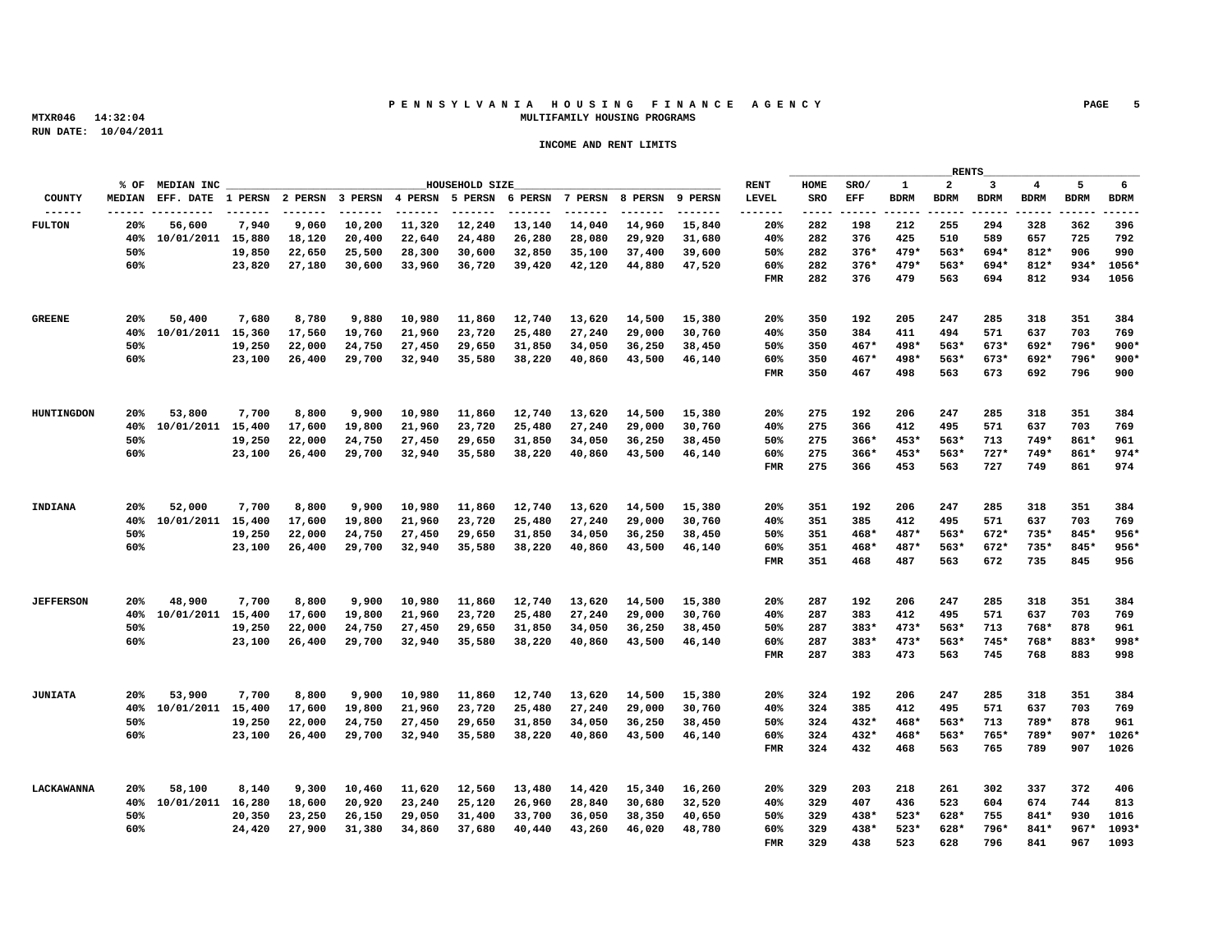# PENNSYLVANIA HOUSING FINANCE AGENCY

MULTIFAMILY HOUSING PROGRAMS

MTXR046 14:32:04

RUN DATE: 10/04/2011

INCOME AND RENT LIMITS

| COUNTY | % OF MEDIAN | MEDIAN INC EFF. DATE | 1 PERSN | 2 PERSN | 3 PERSN | 4 PERSN | 5 PERSN | 6 PERSN | 7 PERSN | 8 PERSN | 9 PERSN | RENT LEVEL | HOME SRO | SRO/ EFF | 1 BDRM | 2 BDRM | 3 BDRM | 4 BDRM | 5 BDRM | 6 BDRM |
|---|---|---|---|---|---|---|---|---|---|---|---|---|---|---|---|---|---|---|---|---|
| FULTON | 20% | 56,600 | 7,940 | 9,060 | 10,200 | 11,320 | 12,240 | 13,140 | 14,040 | 14,960 | 15,840 | 20% | 282 | 198 | 212 | 255 | 294 | 328 | 362 | 396 |
| | 40% | 10/01/2011 | 15,880 | 18,120 | 20,400 | 22,640 | 24,480 | 26,280 | 28,080 | 29,920 | 31,680 | 40% | 282 | 376 | 425 | 510 | 589 | 657 | 725 | 792 |
| | 50% | | 19,850 | 22,650 | 25,500 | 28,300 | 30,600 | 32,850 | 35,100 | 37,400 | 39,600 | 50% | 282 | 376* | 479* | 563* | 694* | 812* | 906 | 990 |
| | 60% | | 23,820 | 27,180 | 30,600 | 33,960 | 36,720 | 39,420 | 42,120 | 44,880 | 47,520 | 60% | 282 | 376* | 479* | 563* | 694* | 812* | 934* | 1056* |
| | | | | | | | | | | | | FMR | 282 | 376 | 479 | 563 | 694 | 812 | 934 | 1056 |
| GREENE | 20% | 50,400 | 7,680 | 8,780 | 9,880 | 10,980 | 11,860 | 12,740 | 13,620 | 14,500 | 15,380 | 20% | 350 | 192 | 205 | 247 | 285 | 318 | 351 | 384 |
| | 40% | 10/01/2011 | 15,360 | 17,560 | 19,760 | 21,960 | 23,720 | 25,480 | 27,240 | 29,000 | 30,760 | 40% | 350 | 384 | 411 | 494 | 571 | 637 | 703 | 769 |
| | 50% | | 19,250 | 22,000 | 24,750 | 27,450 | 29,650 | 31,850 | 34,050 | 36,250 | 38,450 | 50% | 350 | 467* | 498* | 563* | 673* | 692* | 796* | 900* |
| | 60% | | 23,100 | 26,400 | 29,700 | 32,940 | 35,580 | 38,220 | 40,860 | 43,500 | 46,140 | 60% | 350 | 467* | 498* | 563* | 673* | 692* | 796* | 900* |
| | | | | | | | | | | | | FMR | 350 | 467 | 498 | 563 | 673 | 692 | 796 | 900 |
| HUNTINGDON | 20% | 53,800 | 7,700 | 8,800 | 9,900 | 10,980 | 11,860 | 12,740 | 13,620 | 14,500 | 15,380 | 20% | 275 | 192 | 206 | 247 | 285 | 318 | 351 | 384 |
| | 40% | 10/01/2011 | 15,400 | 17,600 | 19,800 | 21,960 | 23,720 | 25,480 | 27,240 | 29,000 | 30,760 | 40% | 275 | 366 | 412 | 495 | 571 | 637 | 703 | 769 |
| | 50% | | 19,250 | 22,000 | 24,750 | 27,450 | 29,650 | 31,850 | 34,050 | 36,250 | 38,450 | 50% | 275 | 366* | 453* | 563* | 713 | 749* | 861* | 961 |
| | 60% | | 23,100 | 26,400 | 29,700 | 32,940 | 35,580 | 38,220 | 40,860 | 43,500 | 46,140 | 60% | 275 | 366* | 453* | 563* | 727* | 749* | 861* | 974* |
| | | | | | | | | | | | | FMR | 275 | 366 | 453 | 563 | 727 | 749 | 861 | 974 |
| INDIANA | 20% | 52,000 | 7,700 | 8,800 | 9,900 | 10,980 | 11,860 | 12,740 | 13,620 | 14,500 | 15,380 | 20% | 351 | 192 | 206 | 247 | 285 | 318 | 351 | 384 |
| | 40% | 10/01/2011 | 15,400 | 17,600 | 19,800 | 21,960 | 23,720 | 25,480 | 27,240 | 29,000 | 30,760 | 40% | 351 | 385 | 412 | 495 | 571 | 637 | 703 | 769 |
| | 50% | | 19,250 | 22,000 | 24,750 | 27,450 | 29,650 | 31,850 | 34,050 | 36,250 | 38,450 | 50% | 351 | 468* | 487* | 563* | 672* | 735* | 845* | 956* |
| | 60% | | 23,100 | 26,400 | 29,700 | 32,940 | 35,580 | 38,220 | 40,860 | 43,500 | 46,140 | 60% | 351 | 468* | 487* | 563* | 672* | 735* | 845* | 956* |
| | | | | | | | | | | | | FMR | 351 | 468 | 487 | 563 | 672 | 735 | 845 | 956 |
| JEFFERSON | 20% | 48,900 | 7,700 | 8,800 | 9,900 | 10,980 | 11,860 | 12,740 | 13,620 | 14,500 | 15,380 | 20% | 287 | 192 | 206 | 247 | 285 | 318 | 351 | 384 |
| | 40% | 10/01/2011 | 15,400 | 17,600 | 19,800 | 21,960 | 23,720 | 25,480 | 27,240 | 29,000 | 30,760 | 40% | 287 | 383 | 412 | 495 | 571 | 637 | 703 | 769 |
| | 50% | | 19,250 | 22,000 | 24,750 | 27,450 | 29,650 | 31,850 | 34,050 | 36,250 | 38,450 | 50% | 287 | 383* | 473* | 563* | 713 | 768* | 878 | 961 |
| | 60% | | 23,100 | 26,400 | 29,700 | 32,940 | 35,580 | 38,220 | 40,860 | 43,500 | 46,140 | 60% | 287 | 383* | 473* | 563* | 745* | 768* | 883* | 998* |
| | | | | | | | | | | | | FMR | 287 | 383 | 473 | 563 | 745 | 768 | 883 | 998 |
| JUNIATA | 20% | 53,900 | 7,700 | 8,800 | 9,900 | 10,980 | 11,860 | 12,740 | 13,620 | 14,500 | 15,380 | 20% | 324 | 192 | 206 | 247 | 285 | 318 | 351 | 384 |
| | 40% | 10/01/2011 | 15,400 | 17,600 | 19,800 | 21,960 | 23,720 | 25,480 | 27,240 | 29,000 | 30,760 | 40% | 324 | 385 | 412 | 495 | 571 | 637 | 703 | 769 |
| | 50% | | 19,250 | 22,000 | 24,750 | 27,450 | 29,650 | 31,850 | 34,050 | 36,250 | 38,450 | 50% | 324 | 432* | 468* | 563* | 713 | 789* | 878 | 961 |
| | 60% | | 23,100 | 26,400 | 29,700 | 32,940 | 35,580 | 38,220 | 40,860 | 43,500 | 46,140 | 60% | 324 | 432* | 468* | 563* | 765* | 789* | 907* | 1026* |
| | | | | | | | | | | | | FMR | 324 | 432 | 468 | 563 | 765 | 789 | 907 | 1026 |
| LACKAWANNA | 20% | 58,100 | 8,140 | 9,300 | 10,460 | 11,620 | 12,560 | 13,480 | 14,420 | 15,340 | 16,260 | 20% | 329 | 203 | 218 | 261 | 302 | 337 | 372 | 406 |
| | 40% | 10/01/2011 | 16,280 | 18,600 | 20,920 | 23,240 | 25,120 | 26,960 | 28,840 | 30,680 | 32,520 | 40% | 329 | 407 | 436 | 523 | 604 | 674 | 744 | 813 |
| | 50% | | 20,350 | 23,250 | 26,150 | 29,050 | 31,400 | 33,700 | 36,050 | 38,350 | 40,650 | 50% | 329 | 438* | 523* | 628* | 755 | 841* | 930 | 1016 |
| | 60% | | 24,420 | 27,900 | 31,380 | 34,860 | 37,680 | 40,440 | 43,260 | 46,020 | 48,780 | 60% | 329 | 438* | 523* | 628* | 796* | 841* | 967* | 1093* |
| | | | | | | | | | | | | FMR | 329 | 438 | 523 | 628 | 796 | 841 | 967 | 1093 |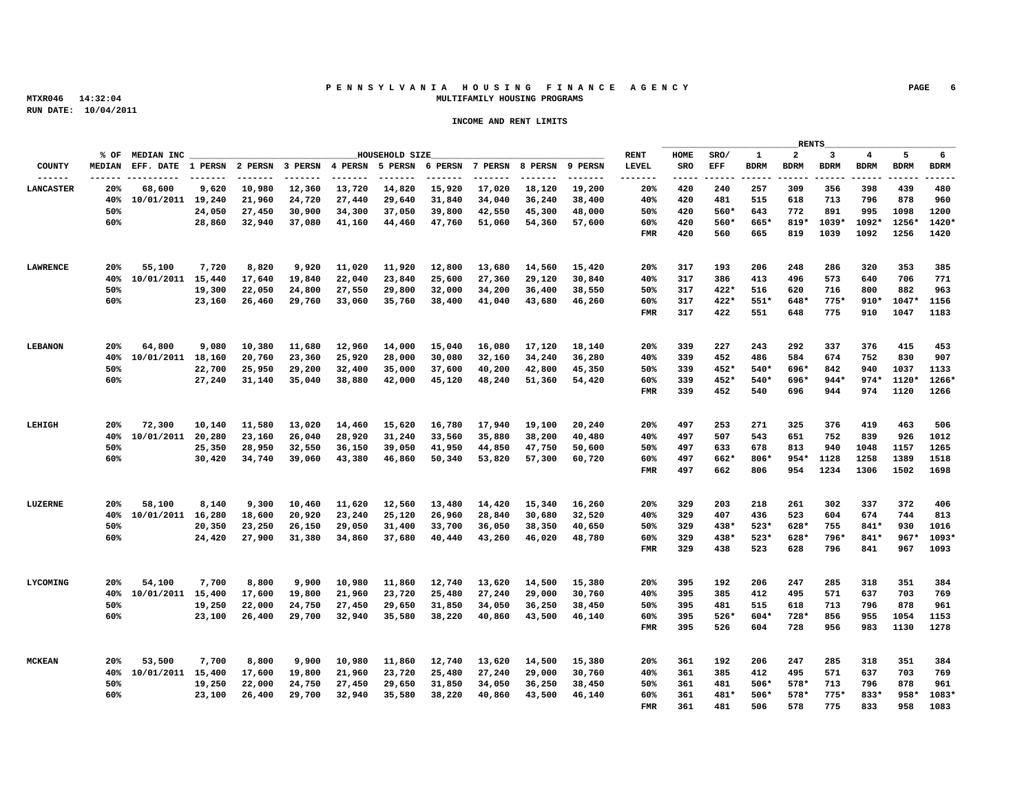**PENNSYLVANIA HOUSING FINANCE AGENCY**
**MULTIFAMILY HOUSING PROGRAMS**

MTXR046 14:32:04
RUN DATE: 10/04/2011

**INCOME AND RENT LIMITS**

| COUNTY | % OF MEDIAN | MEDIAN INC EFF. DATE | 1 PERSN | 2 PERSN | 3 PERSN | 4 PERSN | 5 PERSN | 6 PERSN | 7 PERSN | 8 PERSN | 9 PERSN | RENT LEVEL | HOME SRO | SRO/ EFF | 1 BDRM | 2 BDRM | 3 BDRM | 4 BDRM | 5 BDRM | 6 BDRM |
|---|---|---|---|---|---|---|---|---|---|---|---|---|---|---|---|---|---|---|---|---|
| LANCASTER | 20% | 68,600 | 9,620 | 10,980 | 12,360 | 13,720 | 14,820 | 15,920 | 17,020 | 18,120 | 19,200 | 20% | 420 | 240 | 257 | 309 | 356 | 398 | 439 | 480 |
| | 40% | 10/01/2011 | 19,240 | 21,960 | 24,720 | 27,440 | 29,640 | 31,840 | 34,040 | 36,240 | 38,400 | 40% | 420 | 481 | 515 | 618 | 713 | 796 | 878 | 960 |
| | 50% | | 24,050 | 27,450 | 30,900 | 34,300 | 37,050 | 39,800 | 42,550 | 45,300 | 48,000 | 50% | 420 | 560* | 643 | 772 | 891 | 995 | 1098 | 1200 |
| | 60% | | 28,860 | 32,940 | 37,080 | 41,160 | 44,460 | 47,760 | 51,060 | 54,360 | 57,600 | 60% | 420 | 560* | 665* | 819* | 1039* | 1092* | 1256* | 1420* |
| | | | | | | | | | | | | FMR | 420 | 560 | 665 | 819 | 1039 | 1092 | 1256 | 1420 |
| LAWRENCE | 20% | 55,100 | 7,720 | 8,820 | 9,920 | 11,020 | 11,920 | 12,800 | 13,680 | 14,560 | 15,420 | 20% | 317 | 193 | 206 | 248 | 286 | 320 | 353 | 385 |
| | 40% | 10/01/2011 | 15,440 | 17,640 | 19,840 | 22,040 | 23,840 | 25,600 | 27,360 | 29,120 | 30,840 | 40% | 317 | 386 | 413 | 496 | 573 | 640 | 706 | 771 |
| | 50% | | 19,300 | 22,050 | 24,800 | 27,550 | 29,800 | 32,000 | 34,200 | 36,400 | 38,550 | 50% | 317 | 422* | 516 | 620 | 716 | 800 | 882 | 963 |
| | 60% | | 23,160 | 26,460 | 29,760 | 33,060 | 35,760 | 38,400 | 41,040 | 43,680 | 46,260 | 60% | 317 | 422* | 551* | 648* | 775* | 910* | 1047* | 1156 |
| | | | | | | | | | | | | FMR | 317 | 422 | 551 | 648 | 775 | 910 | 1047 | 1183 |
| LEBANON | 20% | 64,800 | 9,080 | 10,380 | 11,680 | 12,960 | 14,000 | 15,040 | 16,080 | 17,120 | 18,140 | 20% | 339 | 227 | 243 | 292 | 337 | 376 | 415 | 453 |
| | 40% | 10/01/2011 | 18,160 | 20,760 | 23,360 | 25,920 | 28,000 | 30,080 | 32,160 | 34,240 | 36,280 | 40% | 339 | 452 | 486 | 584 | 674 | 752 | 830 | 907 |
| | 50% | | 22,700 | 25,950 | 29,200 | 32,400 | 35,000 | 37,600 | 40,200 | 42,800 | 45,350 | 50% | 339 | 452* | 540* | 696* | 842 | 940 | 1037 | 1133 |
| | 60% | | 27,240 | 31,140 | 35,040 | 38,880 | 42,000 | 45,120 | 48,240 | 51,360 | 54,420 | 60% | 339 | 452* | 540* | 696* | 944* | 974* | 1120* | 1266* |
| | | | | | | | | | | | | FMR | 339 | 452 | 540 | 696 | 944 | 974 | 1120 | 1266 |
| LEHIGH | 20% | 72,300 | 10,140 | 11,580 | 13,020 | 14,460 | 15,620 | 16,780 | 17,940 | 19,100 | 20,240 | 20% | 497 | 253 | 271 | 325 | 376 | 419 | 463 | 506 |
| | 40% | 10/01/2011 | 20,280 | 23,160 | 26,040 | 28,920 | 31,240 | 33,560 | 35,880 | 38,200 | 40,480 | 40% | 497 | 507 | 543 | 651 | 752 | 839 | 926 | 1012 |
| | 50% | | 25,350 | 28,950 | 32,550 | 36,150 | 39,050 | 41,950 | 44,850 | 47,750 | 50,600 | 50% | 497 | 633 | 678 | 813 | 940 | 1048 | 1157 | 1265 |
| | 60% | | 30,420 | 34,740 | 39,060 | 43,380 | 46,860 | 50,340 | 53,820 | 57,300 | 60,720 | 60% | 497 | 662* | 806* | 954* | 1128 | 1258 | 1389 | 1518 |
| | | | | | | | | | | | | FMR | 497 | 662 | 806 | 954 | 1234 | 1306 | 1502 | 1698 |
| LUZERNE | 20% | 58,100 | 8,140 | 9,300 | 10,460 | 11,620 | 12,560 | 13,480 | 14,420 | 15,340 | 16,260 | 20% | 329 | 203 | 218 | 261 | 302 | 337 | 372 | 406 |
| | 40% | 10/01/2011 | 16,280 | 18,600 | 20,920 | 23,240 | 25,120 | 26,960 | 28,840 | 30,680 | 32,520 | 40% | 329 | 407 | 436 | 523 | 604 | 674 | 744 | 813 |
| | 50% | | 20,350 | 23,250 | 26,150 | 29,050 | 31,400 | 33,700 | 36,050 | 38,350 | 40,650 | 50% | 329 | 438* | 523* | 628* | 755 | 841* | 930 | 1016 |
| | 60% | | 24,420 | 27,900 | 31,380 | 34,860 | 37,680 | 40,440 | 43,260 | 46,020 | 48,780 | 60% | 329 | 438* | 523* | 628* | 796* | 841* | 967* | 1093* |
| | | | | | | | | | | | | FMR | 329 | 438 | 523 | 628 | 796 | 841 | 967 | 1093 |
| LYCOMING | 20% | 54,100 | 7,700 | 8,800 | 9,900 | 10,980 | 11,860 | 12,740 | 13,620 | 14,500 | 15,380 | 20% | 395 | 192 | 206 | 247 | 285 | 318 | 351 | 384 |
| | 40% | 10/01/2011 | 15,400 | 17,600 | 19,800 | 21,960 | 23,720 | 25,480 | 27,240 | 29,000 | 30,760 | 40% | 395 | 385 | 412 | 495 | 571 | 637 | 703 | 769 |
| | 50% | | 19,250 | 22,000 | 24,750 | 27,450 | 29,650 | 31,850 | 34,050 | 36,250 | 38,450 | 50% | 395 | 481 | 515 | 618 | 713 | 796 | 878 | 961 |
| | 60% | | 23,100 | 26,400 | 29,700 | 32,940 | 35,580 | 38,220 | 40,860 | 43,500 | 46,140 | 60% | 395 | 526* | 604* | 728* | 856 | 955 | 1054 | 1153 |
| | | | | | | | | | | | | FMR | 395 | 526 | 604 | 728 | 956 | 983 | 1130 | 1278 |
| MCKEAN | 20% | 53,500 | 7,700 | 8,800 | 9,900 | 10,980 | 11,860 | 12,740 | 13,620 | 14,500 | 15,380 | 20% | 361 | 192 | 206 | 247 | 285 | 318 | 351 | 384 |
| | 40% | 10/01/2011 | 15,400 | 17,600 | 19,800 | 21,960 | 23,720 | 25,480 | 27,240 | 29,000 | 30,760 | 40% | 361 | 385 | 412 | 495 | 571 | 637 | 703 | 769 |
| | 50% | | 19,250 | 22,000 | 24,750 | 27,450 | 29,650 | 31,850 | 34,050 | 36,250 | 38,450 | 50% | 361 | 481 | 506* | 578* | 713 | 796 | 878 | 961 |
| | 60% | | 23,100 | 26,400 | 29,700 | 32,940 | 35,580 | 38,220 | 40,860 | 43,500 | 46,140 | 60% | 361 | 481* | 506* | 578* | 775* | 833* | 958* | 1083* |
| | | | | | | | | | | | | FMR | 361 | 481 | 506 | 578 | 775 | 833 | 958 | 1083 |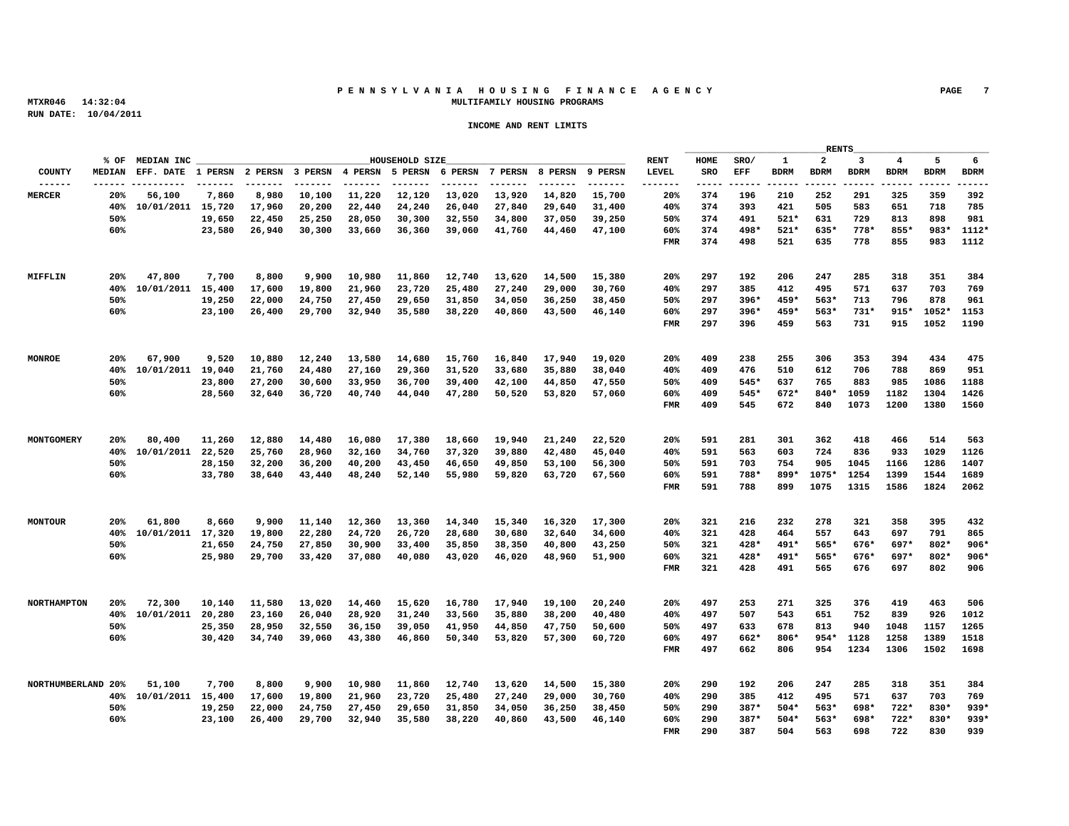**PENNSYLVANIA HOUSING FINANCE AGENCY**
**MULTIFAMILY HOUSING PROGRAMS**

MTXR046 14:32:04
RUN DATE: 10/04/2011

**INCOME AND RENT LIMITS**

| COUNTY | % OF MEDIAN | MEDIAN INC EFF. DATE | 1 PERSN | 2 PERSN | 3 PERSN | 4 PERSN | 5 PERSN | 6 PERSN | 7 PERSN | 8 PERSN | 9 PERSN | RENT LEVEL | HOME SRO | SRO/ EFF | 1 BDRM | 2 BDRM | 3 BDRM | 4 BDRM | 5 BDRM | 6 BDRM |
|---|---|---|---|---|---|---|---|---|---|---|---|---|---|---|---|---|---|---|---|---|
| | | | HOUSEHOLD SIZE | | | | | | | | | | RENTS | | | | | | | |
| MERCER | 20% | 56,100 | 7,860 | 8,980 | 10,100 | 11,220 | 12,120 | 13,020 | 13,920 | 14,820 | 15,700 | 20% | 374 | 196 | 210 | 252 | 291 | 325 | 359 | 392 |
| | 40% | 10/01/2011 | 15,720 | 17,960 | 20,200 | 22,440 | 24,240 | 26,040 | 27,840 | 29,640 | 31,400 | 40% | 374 | 393 | 421 | 505 | 583 | 651 | 718 | 785 |
| | 50% | | 19,650 | 22,450 | 25,250 | 28,050 | 30,300 | 32,550 | 34,800 | 37,050 | 39,250 | 50% | 374 | 491 | 521* | 631 | 729 | 813 | 898 | 981 |
| | 60% | | 23,580 | 26,940 | 30,300 | 33,660 | 36,360 | 39,060 | 41,760 | 44,460 | 47,100 | 60% | 374 | 498* | 521* | 635* | 778* | 855* | 983* | 1112* |
| | | | | | | | | | | | | FMR | 374 | 498 | 521 | 635 | 778 | 855 | 983 | 1112 |
| MIFFLIN | 20% | 47,800 | 7,700 | 8,800 | 9,900 | 10,980 | 11,860 | 12,740 | 13,620 | 14,500 | 15,380 | 20% | 297 | 192 | 206 | 247 | 285 | 318 | 351 | 384 |
| | 40% | 10/01/2011 | 15,400 | 17,600 | 19,800 | 21,960 | 23,720 | 25,480 | 27,240 | 29,000 | 30,760 | 40% | 297 | 385 | 412 | 495 | 571 | 637 | 703 | 769 |
| | 50% | | 19,250 | 22,000 | 24,750 | 27,450 | 29,650 | 31,850 | 34,050 | 36,250 | 38,450 | 50% | 297 | 396* | 459* | 563* | 713 | 796 | 878 | 961 |
| | 60% | | 23,100 | 26,400 | 29,700 | 32,940 | 35,580 | 38,220 | 40,860 | 43,500 | 46,140 | 60% | 297 | 396* | 459* | 563* | 731* | 915* | 1052* | 1153 |
| | | | | | | | | | | | | FMR | 297 | 396 | 459 | 563 | 731 | 915 | 1052 | 1190 |
| MONROE | 20% | 67,900 | 9,520 | 10,880 | 12,240 | 13,580 | 14,680 | 15,760 | 16,840 | 17,940 | 19,020 | 20% | 409 | 238 | 255 | 306 | 353 | 394 | 434 | 475 |
| | 40% | 10/01/2011 | 19,040 | 21,760 | 24,480 | 27,160 | 29,360 | 31,520 | 33,680 | 35,880 | 38,040 | 40% | 409 | 476 | 510 | 612 | 706 | 788 | 869 | 951 |
| | 50% | | 23,800 | 27,200 | 30,600 | 33,950 | 36,700 | 39,400 | 42,100 | 44,850 | 47,550 | 50% | 409 | 545* | 637 | 765 | 883 | 985 | 1086 | 1188 |
| | 60% | | 28,560 | 32,640 | 36,720 | 40,740 | 44,040 | 47,280 | 50,520 | 53,820 | 57,060 | 60% | 409 | 545* | 672* | 840* | 1059 | 1182 | 1304 | 1426 |
| | | | | | | | | | | | | FMR | 409 | 545 | 672 | 840 | 1073 | 1200 | 1380 | 1560 |
| MONTGOMERY | 20% | 80,400 | 11,260 | 12,880 | 14,480 | 16,080 | 17,380 | 18,660 | 19,940 | 21,240 | 22,520 | 20% | 591 | 281 | 301 | 362 | 418 | 466 | 514 | 563 |
| | 40% | 10/01/2011 | 22,520 | 25,760 | 28,960 | 32,160 | 34,760 | 37,320 | 39,880 | 42,480 | 45,040 | 40% | 591 | 563 | 603 | 724 | 836 | 933 | 1029 | 1126 |
| | 50% | | 28,150 | 32,200 | 36,200 | 40,200 | 43,450 | 46,650 | 49,850 | 53,100 | 56,300 | 50% | 591 | 703 | 754 | 905 | 1045 | 1166 | 1286 | 1407 |
| | 60% | | 33,780 | 38,640 | 43,440 | 48,240 | 52,140 | 55,980 | 59,820 | 63,720 | 67,560 | 60% | 591 | 788* | 899* | 1075* | 1254 | 1399 | 1544 | 1689 |
| | | | | | | | | | | | | FMR | 591 | 788 | 899 | 1075 | 1315 | 1586 | 1824 | 2062 |
| MONTOUR | 20% | 61,800 | 8,660 | 9,900 | 11,140 | 12,360 | 13,360 | 14,340 | 15,340 | 16,320 | 17,300 | 20% | 321 | 216 | 232 | 278 | 321 | 358 | 395 | 432 |
| | 40% | 10/01/2011 | 17,320 | 19,800 | 22,280 | 24,720 | 26,720 | 28,680 | 30,680 | 32,640 | 34,600 | 40% | 321 | 428 | 464 | 557 | 643 | 697 | 791 | 865 |
| | 50% | | 21,650 | 24,750 | 27,850 | 30,900 | 33,400 | 35,850 | 38,350 | 40,800 | 43,250 | 50% | 321 | 428* | 491* | 565* | 676* | 697* | 802* | 906* |
| | 60% | | 25,980 | 29,700 | 33,420 | 37,080 | 40,080 | 43,020 | 46,020 | 48,960 | 51,900 | 60% | 321 | 428* | 491* | 565* | 676* | 697* | 802* | 906* |
| | | | | | | | | | | | | FMR | 321 | 428 | 491 | 565 | 676 | 697 | 802 | 906 |
| NORTHAMPTON | 20% | 72,300 | 10,140 | 11,580 | 13,020 | 14,460 | 15,620 | 16,780 | 17,940 | 19,100 | 20,240 | 20% | 497 | 253 | 271 | 325 | 376 | 419 | 463 | 506 |
| | 40% | 10/01/2011 | 20,280 | 23,160 | 26,040 | 28,920 | 31,240 | 33,560 | 35,880 | 38,200 | 40,480 | 40% | 497 | 507 | 543 | 651 | 752 | 839 | 926 | 1012 |
| | 50% | | 25,350 | 28,950 | 32,550 | 36,150 | 39,050 | 41,950 | 44,850 | 47,750 | 50,600 | 50% | 497 | 633 | 678 | 813 | 940 | 1048 | 1157 | 1265 |
| | 60% | | 30,420 | 34,740 | 39,060 | 43,380 | 46,860 | 50,340 | 53,820 | 57,300 | 60,720 | 60% | 497 | 662* | 806* | 954* | 1128 | 1258 | 1389 | 1518 |
| | | | | | | | | | | | | FMR | 497 | 662 | 806 | 954 | 1234 | 1306 | 1502 | 1698 |
| NORTHUMBERLAND | 20% | 51,100 | 7,700 | 8,800 | 9,900 | 10,980 | 11,860 | 12,740 | 13,620 | 14,500 | 15,380 | 20% | 290 | 192 | 206 | 247 | 285 | 318 | 351 | 384 |
| | 40% | 10/01/2011 | 15,400 | 17,600 | 19,800 | 21,960 | 23,720 | 25,480 | 27,240 | 29,000 | 30,760 | 40% | 290 | 385 | 412 | 495 | 571 | 637 | 703 | 769 |
| | 50% | | 19,250 | 22,000 | 24,750 | 27,450 | 29,650 | 31,850 | 34,050 | 36,250 | 38,450 | 50% | 290 | 387* | 504* | 563* | 698* | 722* | 830* | 939* |
| | 60% | | 23,100 | 26,400 | 29,700 | 32,940 | 35,580 | 38,220 | 40,860 | 43,500 | 46,140 | 60% | 290 | 387* | 504* | 563* | 698* | 722* | 830* | 939* |
| | | | | | | | | | | | | FMR | 290 | 387 | 504 | 563 | 698 | 722 | 830 | 939 |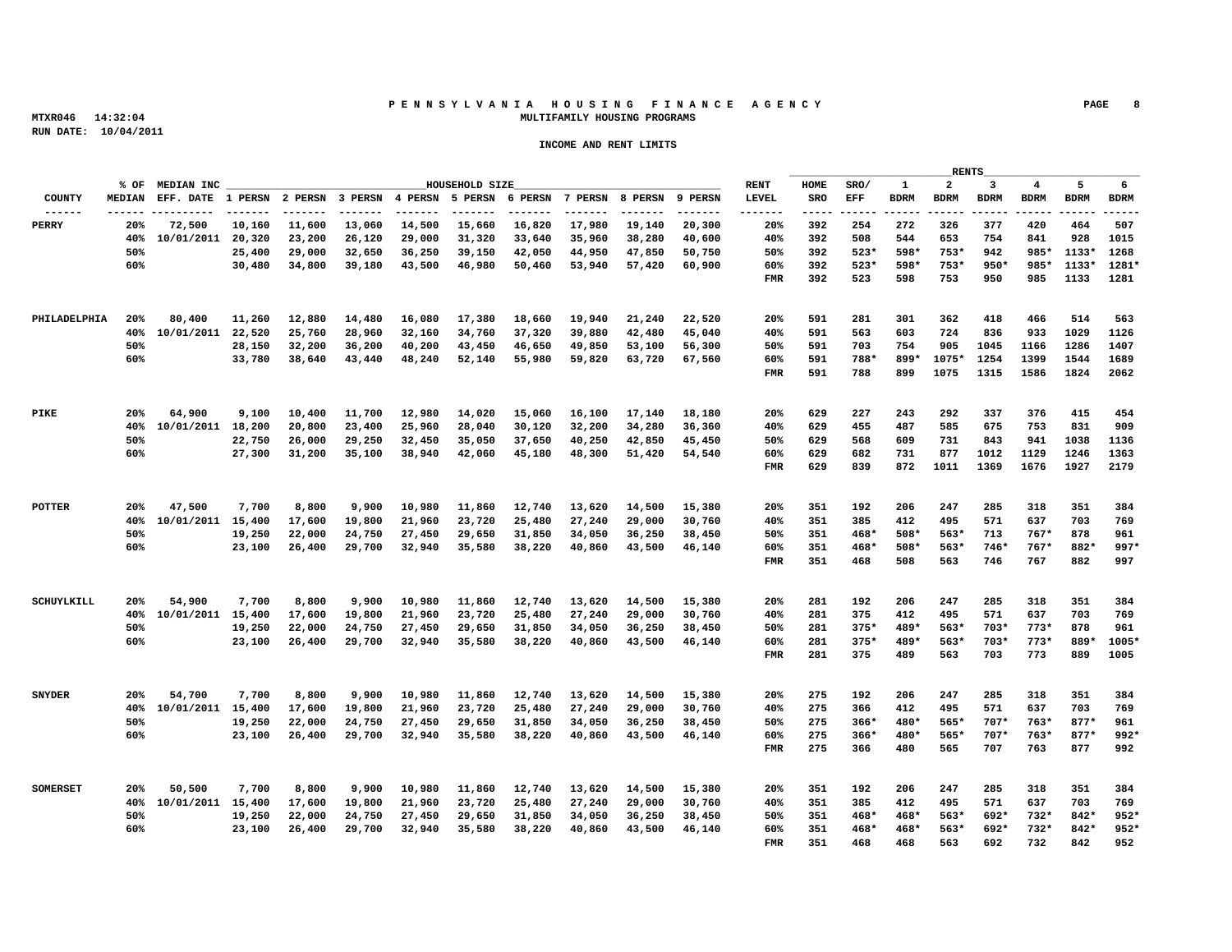**PENNSYLVANIA HOUSING FINANCE AGENCY**
**MULTIFAMILY HOUSING PROGRAMS**

MTXR046 14:32:04
RUN DATE: 10/04/2011

**INCOME AND RENT LIMITS**

| COUNTY | % OF MEDIAN | MEDIAN INC EFF. DATE | 1 PERSN | 2 PERSN | 3 PERSN | 4 PERSN | 5 PERSN | 6 PERSN | 7 PERSN | 8 PERSN | 9 PERSN | RENT LEVEL | HOME SRO | SRO/ EFF | 1 BDRM | 2 BDRM | 3 BDRM | 4 BDRM | 5 BDRM | 6 BDRM |
|---|---|---|---|---|---|---|---|---|---|---|---|---|---|---|---|---|---|---|---|---|
| PERRY | 20% | 72,500 | 10,160 | 11,600 | 13,060 | 14,500 | 15,660 | 16,820 | 17,980 | 19,140 | 20,300 | 20% | 392 | 254 | 272 | 326 | 377 | 420 | 464 | 507 |
| | 40% | 10/01/2011 | 20,320 | 23,200 | 26,120 | 29,000 | 31,320 | 33,640 | 35,960 | 38,280 | 40,600 | 40% | 392 | 508 | 544 | 653 | 754 | 841 | 928 | 1015 |
| | 50% | | 25,400 | 29,000 | 32,650 | 36,250 | 39,150 | 42,050 | 44,950 | 47,850 | 50,750 | 50% | 392 | 523* | 598* | 753* | 942 | 985* | 1133* | 1268 |
| | 60% | | 30,480 | 34,800 | 39,180 | 43,500 | 46,980 | 50,460 | 53,940 | 57,420 | 60,900 | 60% | 392 | 523* | 598* | 753* | 950* | 985* | 1133* | 1281* |
| | | | | | | | | | | | | FMR | 392 | 523 | 598 | 753 | 950 | 985 | 1133 | 1281 |
| PHILADELPHIA | 20% | 80,400 | 11,260 | 12,880 | 14,480 | 16,080 | 17,380 | 18,660 | 19,940 | 21,240 | 22,520 | 20% | 591 | 281 | 301 | 362 | 418 | 466 | 514 | 563 |
| | 40% | 10/01/2011 | 22,520 | 25,760 | 28,960 | 32,160 | 34,760 | 37,320 | 39,880 | 42,480 | 45,040 | 40% | 591 | 563 | 603 | 724 | 836 | 933 | 1029 | 1126 |
| | 50% | | 28,150 | 32,200 | 36,200 | 40,200 | 43,450 | 46,650 | 49,850 | 53,100 | 56,300 | 50% | 591 | 703 | 754 | 905 | 1045 | 1166 | 1286 | 1407 |
| | 60% | | 33,780 | 38,640 | 43,440 | 48,240 | 52,140 | 55,980 | 59,820 | 63,720 | 67,560 | 60% | 591 | 788* | 899* | 1075* | 1254 | 1399 | 1544 | 1689 |
| | | | | | | | | | | | | FMR | 591 | 788 | 899 | 1075 | 1315 | 1586 | 1824 | 2062 |
| PIKE | 20% | 64,900 | 9,100 | 10,400 | 11,700 | 12,980 | 14,020 | 15,060 | 16,100 | 17,140 | 18,180 | 20% | 629 | 227 | 243 | 292 | 337 | 376 | 415 | 454 |
| | 40% | 10/01/2011 | 18,200 | 20,800 | 23,400 | 25,960 | 28,040 | 30,120 | 32,200 | 34,280 | 36,360 | 40% | 629 | 455 | 487 | 585 | 675 | 753 | 831 | 909 |
| | 50% | | 22,750 | 26,000 | 29,250 | 32,450 | 35,050 | 37,650 | 40,250 | 42,850 | 45,450 | 50% | 629 | 568 | 609 | 731 | 843 | 941 | 1038 | 1136 |
| | 60% | | 27,300 | 31,200 | 35,100 | 38,940 | 42,060 | 45,180 | 48,300 | 51,420 | 54,540 | 60% | 629 | 682 | 731 | 877 | 1012 | 1129 | 1246 | 1363 |
| | | | | | | | | | | | | FMR | 629 | 839 | 872 | 1011 | 1369 | 1676 | 1927 | 2179 |
| POTTER | 20% | 47,500 | 7,700 | 8,800 | 9,900 | 10,980 | 11,860 | 12,740 | 13,620 | 14,500 | 15,380 | 20% | 351 | 192 | 206 | 247 | 285 | 318 | 351 | 384 |
| | 40% | 10/01/2011 | 15,400 | 17,600 | 19,800 | 21,960 | 23,720 | 25,480 | 27,240 | 29,000 | 30,760 | 40% | 351 | 385 | 412 | 495 | 571 | 637 | 703 | 769 |
| | 50% | | 19,250 | 22,000 | 24,750 | 27,450 | 29,650 | 31,850 | 34,050 | 36,250 | 38,450 | 50% | 351 | 468* | 508* | 563* | 713 | 767* | 878 | 961 |
| | 60% | | 23,100 | 26,400 | 29,700 | 32,940 | 35,580 | 38,220 | 40,860 | 43,500 | 46,140 | 60% | 351 | 468* | 508* | 563* | 746* | 767* | 882* | 997* |
| | | | | | | | | | | | | FMR | 351 | 468 | 508 | 563 | 746 | 767 | 882 | 997 |
| SCHUYLKILL | 20% | 54,900 | 7,700 | 8,800 | 9,900 | 10,980 | 11,860 | 12,740 | 13,620 | 14,500 | 15,380 | 20% | 281 | 192 | 206 | 247 | 285 | 318 | 351 | 384 |
| | 40% | 10/01/2011 | 15,400 | 17,600 | 19,800 | 21,960 | 23,720 | 25,480 | 27,240 | 29,000 | 30,760 | 40% | 281 | 375 | 412 | 495 | 571 | 637 | 703 | 769 |
| | 50% | | 19,250 | 22,000 | 24,750 | 27,450 | 29,650 | 31,850 | 34,050 | 36,250 | 38,450 | 50% | 281 | 375* | 489* | 563* | 703* | 773* | 878 | 961 |
| | 60% | | 23,100 | 26,400 | 29,700 | 32,940 | 35,580 | 38,220 | 40,860 | 43,500 | 46,140 | 60% | 281 | 375* | 489* | 563* | 703* | 773* | 889* | 1005* |
| | | | | | | | | | | | | FMR | 281 | 375 | 489 | 563 | 703 | 773 | 889 | 1005 |
| SNYDER | 20% | 54,700 | 7,700 | 8,800 | 9,900 | 10,980 | 11,860 | 12,740 | 13,620 | 14,500 | 15,380 | 20% | 275 | 192 | 206 | 247 | 285 | 318 | 351 | 384 |
| | 40% | 10/01/2011 | 15,400 | 17,600 | 19,800 | 21,960 | 23,720 | 25,480 | 27,240 | 29,000 | 30,760 | 40% | 275 | 366 | 412 | 495 | 571 | 637 | 703 | 769 |
| | 50% | | 19,250 | 22,000 | 24,750 | 27,450 | 29,650 | 31,850 | 34,050 | 36,250 | 38,450 | 50% | 275 | 366* | 480* | 565* | 707* | 763* | 877* | 961 |
| | 60% | | 23,100 | 26,400 | 29,700 | 32,940 | 35,580 | 38,220 | 40,860 | 43,500 | 46,140 | 60% | 275 | 366* | 480* | 565* | 707* | 763* | 877* | 992* |
| | | | | | | | | | | | | FMR | 275 | 366 | 480 | 565 | 707 | 763 | 877 | 992 |
| SOMERSET | 20% | 50,500 | 7,700 | 8,800 | 9,900 | 10,980 | 11,860 | 12,740 | 13,620 | 14,500 | 15,380 | 20% | 351 | 192 | 206 | 247 | 285 | 318 | 351 | 384 |
| | 40% | 10/01/2011 | 15,400 | 17,600 | 19,800 | 21,960 | 23,720 | 25,480 | 27,240 | 29,000 | 30,760 | 40% | 351 | 385 | 412 | 495 | 571 | 637 | 703 | 769 |
| | 50% | | 19,250 | 22,000 | 24,750 | 27,450 | 29,650 | 31,850 | 34,050 | 36,250 | 38,450 | 50% | 351 | 468* | 468* | 563* | 692* | 732* | 842* | 952* |
| | 60% | | 23,100 | 26,400 | 29,700 | 32,940 | 35,580 | 38,220 | 40,860 | 43,500 | 46,140 | 60% | 351 | 468* | 468* | 563* | 692* | 732* | 842* | 952* |
| | | | | | | | | | | | | FMR | 351 | 468 | 468 | 563 | 692 | 732 | 842 | 952 |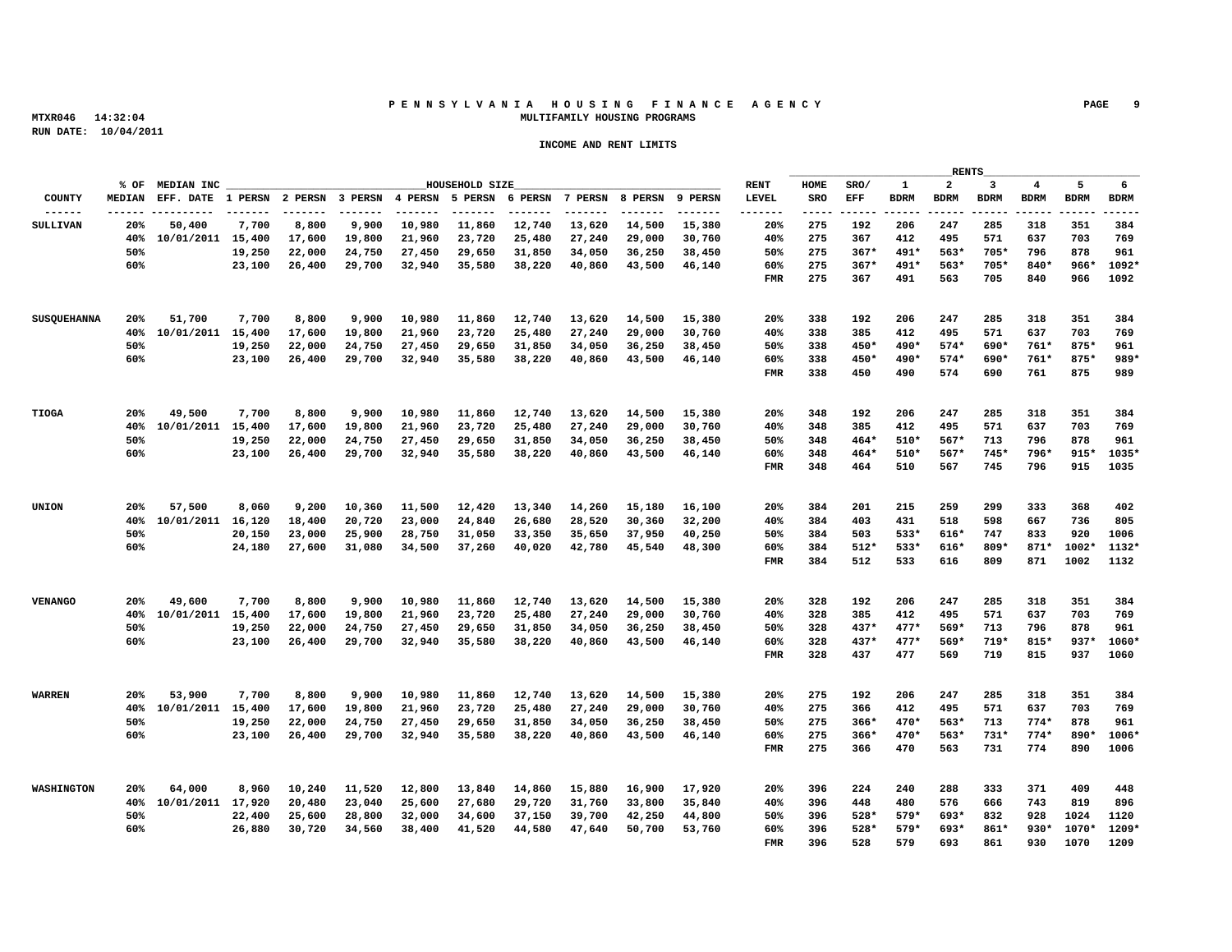# PENNSYLVANIA HOUSING FINANCE AGENCY

MTXR046 14:32:04
RUN DATE: 10/04/2011

MULTIFAMILY HOUSING PROGRAMS

INCOME AND RENT LIMITS

| COUNTY | % OF MEDIAN | MEDIAN INC EFF. DATE | 1 PERSN | 2 PERSN | 3 PERSN | 4 PERSN | 5 PERSN | 6 PERSN | 7 PERSN | 8 PERSN | 9 PERSN | RENT LEVEL | HOME SRO | SRO/ EFF | 1 BDRM | 2 BDRM | 3 BDRM | 4 BDRM | 5 BDRM | 6 BDRM |
|---|---|---|---|---|---|---|---|---|---|---|---|---|---|---|---|---|---|---|---|---|
| SULLIVAN | 20% | 50,400 | 7,700 | 8,800 | 9,900 | 10,980 | 11,860 | 12,740 | 13,620 | 14,500 | 15,380 | 20% | 275 | 192 | 206 | 247 | 285 | 318 | 351 | 384 |
| | 40% | 10/01/2011 | 15,400 | 17,600 | 19,800 | 21,960 | 23,720 | 25,480 | 27,240 | 29,000 | 30,760 | 40% | 275 | 367 | 412 | 495 | 571 | 637 | 703 | 769 |
| | 50% | | 19,250 | 22,000 | 24,750 | 27,450 | 29,650 | 31,850 | 34,050 | 36,250 | 38,450 | 50% | 275 | 367* | 491* | 563* | 705* | 796 | 878 | 961 |
| | 60% | | 23,100 | 26,400 | 29,700 | 32,940 | 35,580 | 38,220 | 40,860 | 43,500 | 46,140 | 60% | 275 | 367* | 491* | 563* | 705* | 840* | 966* | 1092* |
| | | | | | | | | | | | | FMR | 275 | 367 | 491 | 563 | 705 | 840 | 966 | 1092 |
| SUSQUEHANNA | 20% | 51,700 | 7,700 | 8,800 | 9,900 | 10,980 | 11,860 | 12,740 | 13,620 | 14,500 | 15,380 | 20% | 338 | 192 | 206 | 247 | 285 | 318 | 351 | 384 |
| | 40% | 10/01/2011 | 15,400 | 17,600 | 19,800 | 21,960 | 23,720 | 25,480 | 27,240 | 29,000 | 30,760 | 40% | 338 | 385 | 412 | 495 | 571 | 637 | 703 | 769 |
| | 50% | | 19,250 | 22,000 | 24,750 | 27,450 | 29,650 | 31,850 | 34,050 | 36,250 | 38,450 | 50% | 338 | 450* | 490* | 574* | 690* | 761* | 875* | 961 |
| | 60% | | 23,100 | 26,400 | 29,700 | 32,940 | 35,580 | 38,220 | 40,860 | 43,500 | 46,140 | 60% | 338 | 450* | 490* | 574* | 690* | 761* | 875* | 989* |
| | | | | | | | | | | | | FMR | 338 | 450 | 490 | 574 | 690 | 761 | 875 | 989 |
| TIOGA | 20% | 49,500 | 7,700 | 8,800 | 9,900 | 10,980 | 11,860 | 12,740 | 13,620 | 14,500 | 15,380 | 20% | 348 | 192 | 206 | 247 | 285 | 318 | 351 | 384 |
| | 40% | 10/01/2011 | 15,400 | 17,600 | 19,800 | 21,960 | 23,720 | 25,480 | 27,240 | 29,000 | 30,760 | 40% | 348 | 385 | 412 | 495 | 571 | 637 | 703 | 769 |
| | 50% | | 19,250 | 22,000 | 24,750 | 27,450 | 29,650 | 31,850 | 34,050 | 36,250 | 38,450 | 50% | 348 | 464* | 510* | 567* | 713 | 796 | 878 | 961 |
| | 60% | | 23,100 | 26,400 | 29,700 | 32,940 | 35,580 | 38,220 | 40,860 | 43,500 | 46,140 | 60% | 348 | 464* | 510* | 567* | 745* | 796* | 915* | 1035* |
| | | | | | | | | | | | | FMR | 348 | 464 | 510 | 567 | 745 | 796 | 915 | 1035 |
| UNION | 20% | 57,500 | 8,060 | 9,200 | 10,360 | 11,500 | 12,420 | 13,340 | 14,260 | 15,180 | 16,100 | 20% | 384 | 201 | 215 | 259 | 299 | 333 | 368 | 402 |
| | 40% | 10/01/2011 | 16,120 | 18,400 | 20,720 | 23,000 | 24,840 | 26,680 | 28,520 | 30,360 | 32,200 | 40% | 384 | 403 | 431 | 518 | 598 | 667 | 736 | 805 |
| | 50% | | 20,150 | 23,000 | 25,900 | 28,750 | 31,050 | 33,350 | 35,650 | 37,950 | 40,250 | 50% | 384 | 503 | 533* | 616* | 747 | 833 | 920 | 1006 |
| | 60% | | 24,180 | 27,600 | 31,080 | 34,500 | 37,260 | 40,020 | 42,780 | 45,540 | 48,300 | 60% | 384 | 512* | 533* | 616* | 809* | 871* | 1002* | 1132* |
| | | | | | | | | | | | | FMR | 384 | 512 | 533 | 616 | 809 | 871 | 1002 | 1132 |
| VENANGO | 20% | 49,600 | 7,700 | 8,800 | 9,900 | 10,980 | 11,860 | 12,740 | 13,620 | 14,500 | 15,380 | 20% | 328 | 192 | 206 | 247 | 285 | 318 | 351 | 384 |
| | 40% | 10/01/2011 | 15,400 | 17,600 | 19,800 | 21,960 | 23,720 | 25,480 | 27,240 | 29,000 | 30,760 | 40% | 328 | 385 | 412 | 495 | 571 | 637 | 703 | 769 |
| | 50% | | 19,250 | 22,000 | 24,750 | 27,450 | 29,650 | 31,850 | 34,050 | 36,250 | 38,450 | 50% | 328 | 437* | 477* | 569* | 713 | 796 | 878 | 961 |
| | 60% | | 23,100 | 26,400 | 29,700 | 32,940 | 35,580 | 38,220 | 40,860 | 43,500 | 46,140 | 60% | 328 | 437* | 477* | 569* | 719* | 815* | 937* | 1060* |
| | | | | | | | | | | | | FMR | 328 | 437 | 477 | 569 | 719 | 815 | 937 | 1060 |
| WARREN | 20% | 53,900 | 7,700 | 8,800 | 9,900 | 10,980 | 11,860 | 12,740 | 13,620 | 14,500 | 15,380 | 20% | 275 | 192 | 206 | 247 | 285 | 318 | 351 | 384 |
| | 40% | 10/01/2011 | 15,400 | 17,600 | 19,800 | 21,960 | 23,720 | 25,480 | 27,240 | 29,000 | 30,760 | 40% | 275 | 366 | 412 | 495 | 571 | 637 | 703 | 769 |
| | 50% | | 19,250 | 22,000 | 24,750 | 27,450 | 29,650 | 31,850 | 34,050 | 36,250 | 38,450 | 50% | 275 | 366* | 470* | 563* | 713 | 774* | 878 | 961 |
| | 60% | | 23,100 | 26,400 | 29,700 | 32,940 | 35,580 | 38,220 | 40,860 | 43,500 | 46,140 | 60% | 275 | 366* | 470* | 563* | 731* | 774* | 890* | 1006* |
| | | | | | | | | | | | | FMR | 275 | 366 | 470 | 563 | 731 | 774 | 890 | 1006 |
| WASHINGTON | 20% | 64,000 | 8,960 | 10,240 | 11,520 | 12,800 | 13,840 | 14,860 | 15,880 | 16,900 | 17,920 | 20% | 396 | 224 | 240 | 288 | 333 | 371 | 409 | 448 |
| | 40% | 10/01/2011 | 17,920 | 20,480 | 23,040 | 25,600 | 27,680 | 29,720 | 31,760 | 33,800 | 35,840 | 40% | 396 | 448 | 480 | 576 | 666 | 743 | 819 | 896 |
| | 50% | | 22,400 | 25,600 | 28,800 | 32,000 | 34,600 | 37,150 | 39,700 | 42,250 | 44,800 | 50% | 396 | 528* | 579* | 693* | 832 | 928 | 1024 | 1120 |
| | 60% | | 26,880 | 30,720 | 34,560 | 38,400 | 41,520 | 44,580 | 47,640 | 50,700 | 53,760 | 60% | 396 | 528* | 579* | 693* | 861* | 930* | 1070* | 1209* |
| | | | | | | | | | | | | FMR | 396 | 528 | 579 | 693 | 861 | 930 | 1070 | 1209 |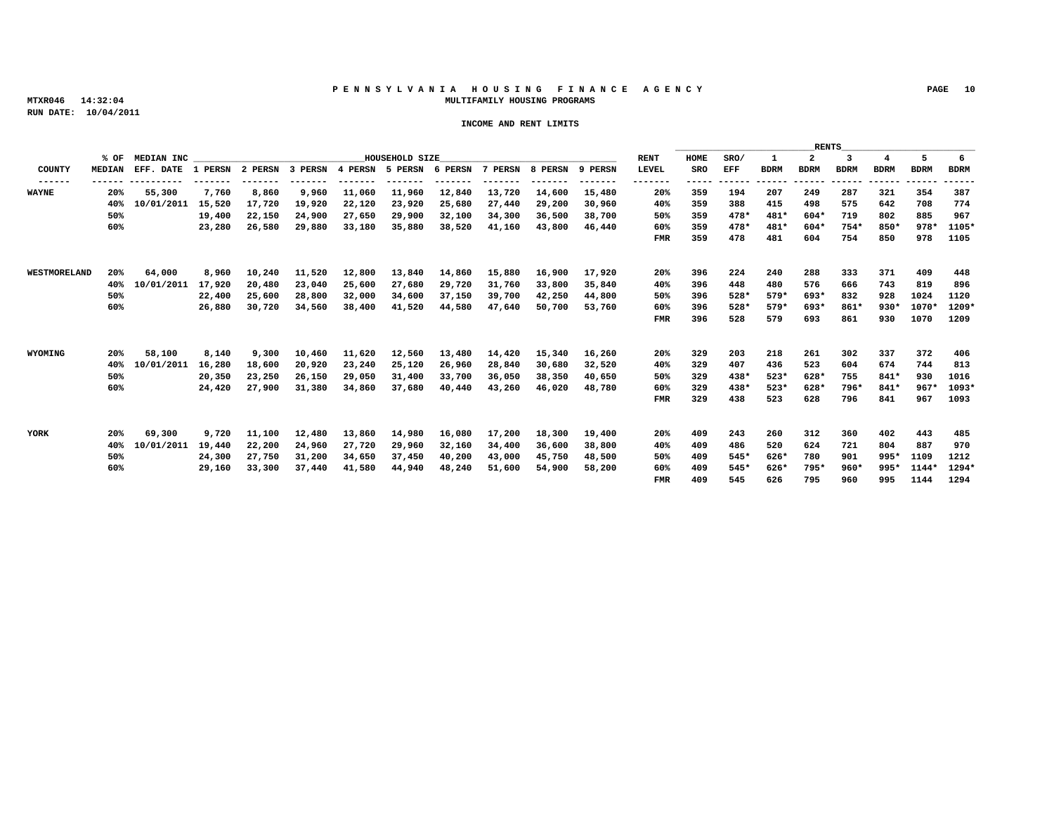# PENNSYLVANIA HOUSING FINANCE AGENCY

MULTIFAMILY HOUSING PROGRAMS

MTXR046 14:32:04

RUN DATE: 10/04/2011

## INCOME AND RENT LIMITS

| COUNTY | % OF MEDIAN | MEDIAN INC EFF. DATE | 1 PERSN | 2 PERSN | 3 PERSN | 4 PERSN | 5 PERSN | 6 PERSN | 7 PERSN | 8 PERSN | 9 PERSN | RENT LEVEL | HOME SRO | SRO/ EFF | 1 BDRM | 2 BDRM | 3 BDRM | 4 BDRM | 5 BDRM | 6 BDRM |
|---|---|---|---|---|---|---|---|---|---|---|---|---|---|---|---|---|---|---|---|---|
| WAYNE | 20% | 55,300 | 7,760 | 8,860 | 9,960 | 11,060 | 11,960 | 12,840 | 13,720 | 14,600 | 15,480 | 20% | 359 | 194 | 207 | 249 | 287 | 321 | 354 | 387 |
| | 40% | 10/01/2011 | 15,520 | 17,720 | 19,920 | 22,120 | 23,920 | 25,680 | 27,440 | 29,200 | 30,960 | 40% | 359 | 388 | 415 | 498 | 575 | 642 | 708 | 774 |
| | 50% | | 19,400 | 22,150 | 24,900 | 27,650 | 29,900 | 32,100 | 34,300 | 36,500 | 38,700 | 50% | 359 | 478* | 481* | 604* | 719 | 802 | 885 | 967 |
| | 60% | | 23,280 | 26,580 | 29,880 | 33,180 | 35,880 | 38,520 | 41,160 | 43,800 | 46,440 | 60% | 359 | 478* | 481* | 604* | 754* | 850* | 978* | 1105* |
| | | | | | | | | | | | | FMR | 359 | 478 | 481 | 604 | 754 | 850 | 978 | 1105 |
| WESTMORELAND | 20% | 64,000 | 8,960 | 10,240 | 11,520 | 12,800 | 13,840 | 14,860 | 15,880 | 16,900 | 17,920 | 20% | 396 | 224 | 240 | 288 | 333 | 371 | 409 | 448 |
| | 40% | 10/01/2011 | 17,920 | 20,480 | 23,040 | 25,600 | 27,680 | 29,720 | 31,760 | 33,800 | 35,840 | 40% | 396 | 448 | 480 | 576 | 666 | 743 | 819 | 896 |
| | 50% | | 22,400 | 25,600 | 28,800 | 32,000 | 34,600 | 37,150 | 39,700 | 42,250 | 44,800 | 50% | 396 | 528* | 579* | 693* | 832 | 928 | 1024 | 1120 |
| | 60% | | 26,880 | 30,720 | 34,560 | 38,400 | 41,520 | 44,580 | 47,640 | 50,700 | 53,760 | 60% | 396 | 528* | 579* | 693* | 861* | 930* | 1070* | 1209* |
| | | | | | | | | | | | | FMR | 396 | 528 | 579 | 693 | 861 | 930 | 1070 | 1209 |
| WYOMING | 20% | 58,100 | 8,140 | 9,300 | 10,460 | 11,620 | 12,560 | 13,480 | 14,420 | 15,340 | 16,260 | 20% | 329 | 203 | 218 | 261 | 302 | 337 | 372 | 406 |
| | 40% | 10/01/2011 | 16,280 | 18,600 | 20,920 | 23,240 | 25,120 | 26,960 | 28,840 | 30,680 | 32,520 | 40% | 329 | 407 | 436 | 523 | 604 | 674 | 744 | 813 |
| | 50% | | 20,350 | 23,250 | 26,150 | 29,050 | 31,400 | 33,700 | 36,050 | 38,350 | 40,650 | 50% | 329 | 438* | 523* | 628* | 755 | 841* | 930 | 1016 |
| | 60% | | 24,420 | 27,900 | 31,380 | 34,860 | 37,680 | 40,440 | 43,260 | 46,020 | 48,780 | 60% | 329 | 438* | 523* | 628* | 796* | 841* | 967* | 1093* |
| | | | | | | | | | | | | FMR | 329 | 438 | 523 | 628 | 796 | 841 | 967 | 1093 |
| YORK | 20% | 69,300 | 9,720 | 11,100 | 12,480 | 13,860 | 14,980 | 16,080 | 17,200 | 18,300 | 19,400 | 20% | 409 | 243 | 260 | 312 | 360 | 402 | 443 | 485 |
| | 40% | 10/01/2011 | 19,440 | 22,200 | 24,960 | 27,720 | 29,960 | 32,160 | 34,400 | 36,600 | 38,800 | 40% | 409 | 486 | 520 | 624 | 721 | 804 | 887 | 970 |
| | 50% | | 24,300 | 27,750 | 31,200 | 34,650 | 37,450 | 40,200 | 43,000 | 45,750 | 48,500 | 50% | 409 | 545* | 626* | 780 | 901 | 995* | 1109 | 1212 |
| | 60% | | 29,160 | 33,300 | 37,440 | 41,580 | 44,940 | 48,240 | 51,600 | 54,900 | 58,200 | 60% | 409 | 545* | 626* | 795* | 960* | 995* | 1144* | 1294* |
| | | | | | | | | | | | | FMR | 409 | 545 | 626 | 795 | 960 | 995 | 1144 | 1294 |